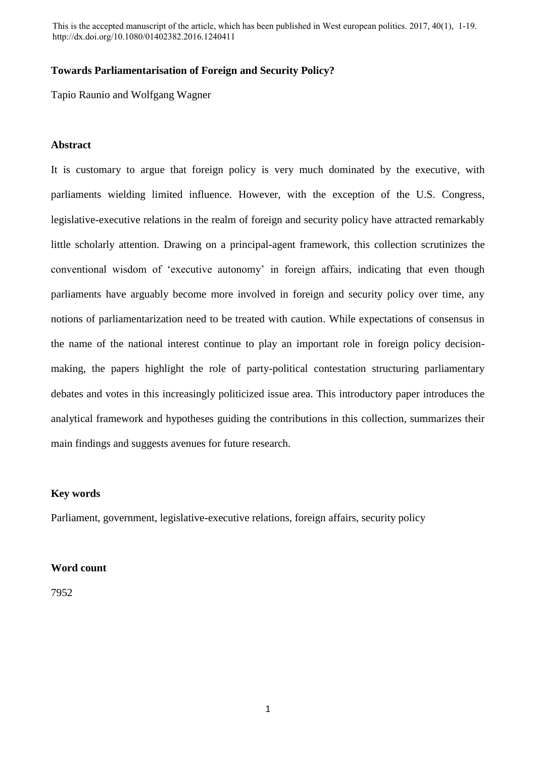This is the accepted manuscript of the article, which has been published in West european politics. 2017, 40(1), 1-19. http://dx.doi.org/10.1080/01402382.2016.1240411

**Towards Parliamentarisation of Foreign and Security Policy?**

Tapio Raunio and Wolfgang Wagner

## Abstract

It is customary to argue that foreign policy is very much dominated by the executive, with parliaments wielding limited influence. However, with the exception of the U.S. Congress, legislative-executive relations in the realm of foreign and security policy have attracted remarkably little scholarly attention. Drawing on a principal-agent framework, this collection scrutinizes the conventional wisdom of 'executive autonomy' in foreign affairs, indicating that even though parliaments have arguably become more involved in foreign and security policy over time, any notions of parliamentarization need to be treated with caution. While expectations of consensus in the name of the national interest continue to play an important role in foreign policy decision-making, the papers highlight the role of party-political contestation structuring parliamentary debates and votes in this increasingly politicized issue area. This introductory paper introduces the analytical framework and hypotheses guiding the contributions in this collection, summarizes their main findings and suggests avenues for future research.

## Key words

Parliament, government, legislative-executive relations, foreign affairs, security policy

## Word count

7952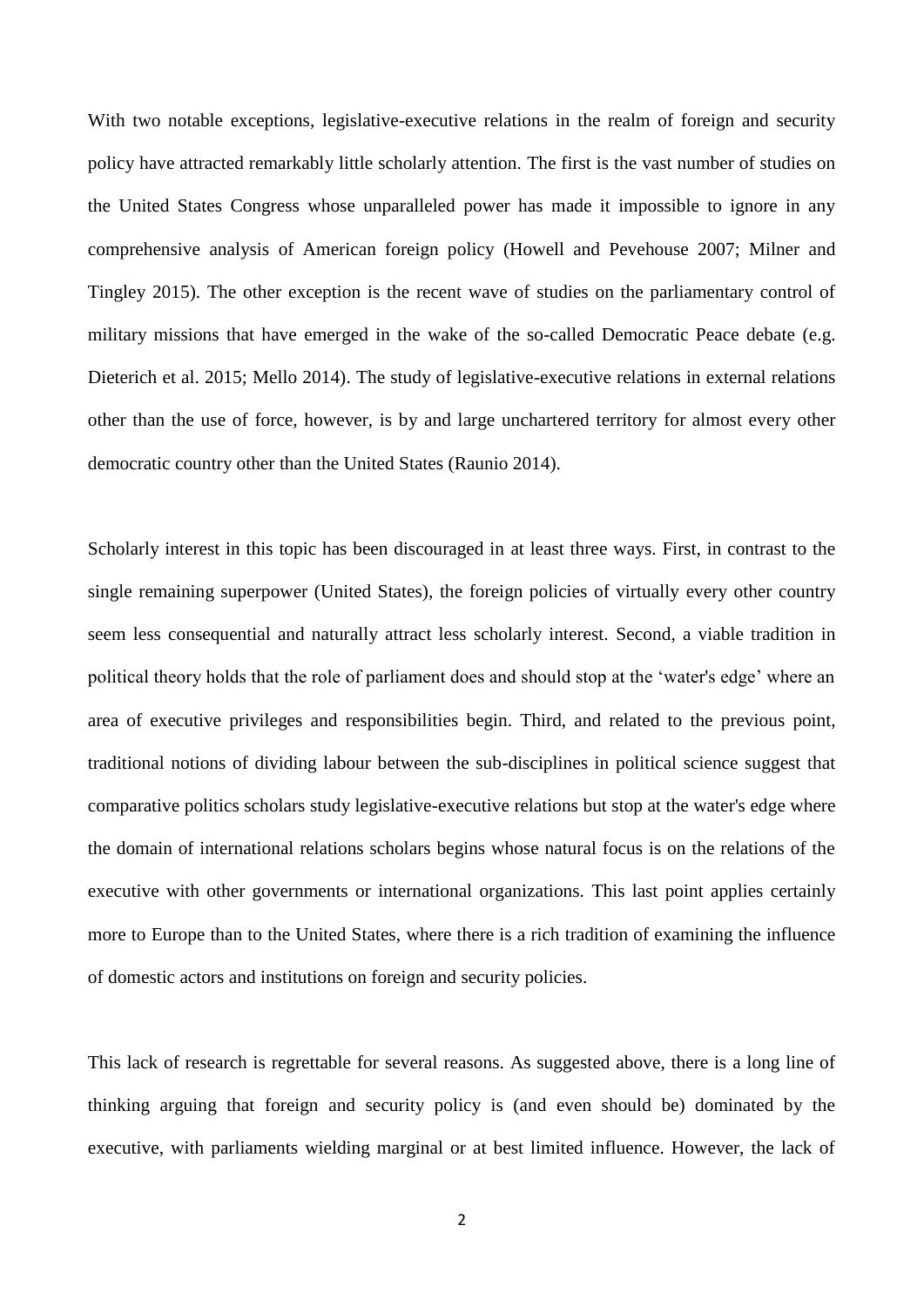With two notable exceptions, legislative-executive relations in the realm of foreign and security policy have attracted remarkably little scholarly attention. The first is the vast number of studies on the United States Congress whose unparalleled power has made it impossible to ignore in any comprehensive analysis of American foreign policy (Howell and Pevehouse 2007; Milner and Tingley 2015). The other exception is the recent wave of studies on the parliamentary control of military missions that have emerged in the wake of the so-called Democratic Peace debate (e.g. Dieterich et al. 2015; Mello 2014). The study of legislative-executive relations in external relations other than the use of force, however, is by and large unchartered territory for almost every other democratic country other than the United States (Raunio 2014).

Scholarly interest in this topic has been discouraged in at least three ways. First, in contrast to the single remaining superpower (United States), the foreign policies of virtually every other country seem less consequential and naturally attract less scholarly interest. Second, a viable tradition in political theory holds that the role of parliament does and should stop at the 'water's edge' where an area of executive privileges and responsibilities begin. Third, and related to the previous point, traditional notions of dividing labour between the sub-disciplines in political science suggest that comparative politics scholars study legislative-executive relations but stop at the water's edge where the domain of international relations scholars begins whose natural focus is on the relations of the executive with other governments or international organizations. This last point applies certainly more to Europe than to the United States, where there is a rich tradition of examining the influence of domestic actors and institutions on foreign and security policies.

This lack of research is regrettable for several reasons. As suggested above, there is a long line of thinking arguing that foreign and security policy is (and even should be) dominated by the executive, with parliaments wielding marginal or at best limited influence. However, the lack of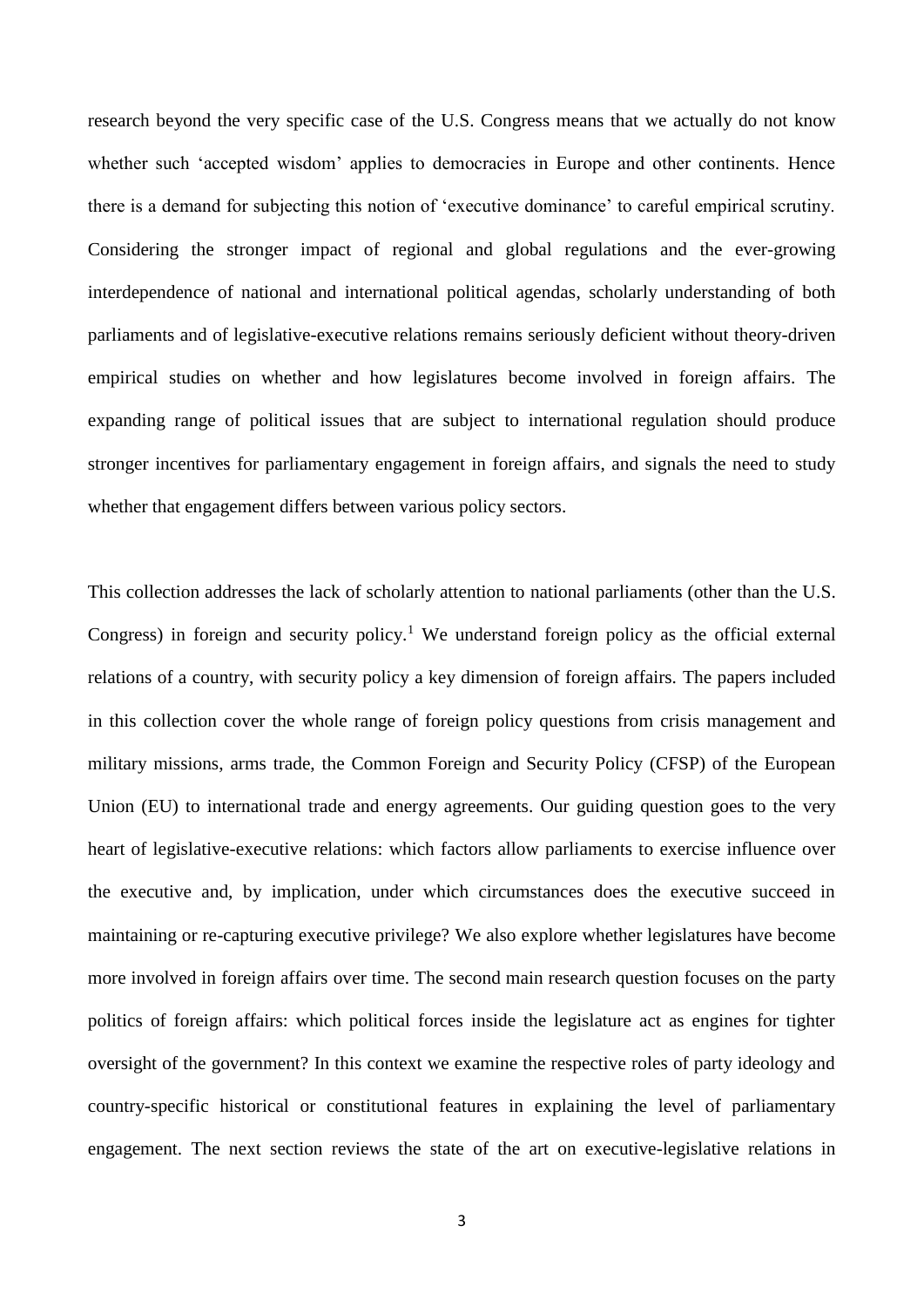research beyond the very specific case of the U.S. Congress means that we actually do not know whether such 'accepted wisdom' applies to democracies in Europe and other continents. Hence there is a demand for subjecting this notion of 'executive dominance' to careful empirical scrutiny. Considering the stronger impact of regional and global regulations and the ever-growing interdependence of national and international political agendas, scholarly understanding of both parliaments and of legislative-executive relations remains seriously deficient without theory-driven empirical studies on whether and how legislatures become involved in foreign affairs. The expanding range of political issues that are subject to international regulation should produce stronger incentives for parliamentary engagement in foreign affairs, and signals the need to study whether that engagement differs between various policy sectors.

This collection addresses the lack of scholarly attention to national parliaments (other than the U.S. Congress) in foreign and security policy.[1] We understand foreign policy as the official external relations of a country, with security policy a key dimension of foreign affairs. The papers included in this collection cover the whole range of foreign policy questions from crisis management and military missions, arms trade, the Common Foreign and Security Policy (CFSP) of the European Union (EU) to international trade and energy agreements. Our guiding question goes to the very heart of legislative-executive relations: which factors allow parliaments to exercise influence over the executive and, by implication, under which circumstances does the executive succeed in maintaining or re-capturing executive privilege? We also explore whether legislatures have become more involved in foreign affairs over time. The second main research question focuses on the party politics of foreign affairs: which political forces inside the legislature act as engines for tighter oversight of the government? In this context we examine the respective roles of party ideology and country-specific historical or constitutional features in explaining the level of parliamentary engagement. The next section reviews the state of the art on executive-legislative relations in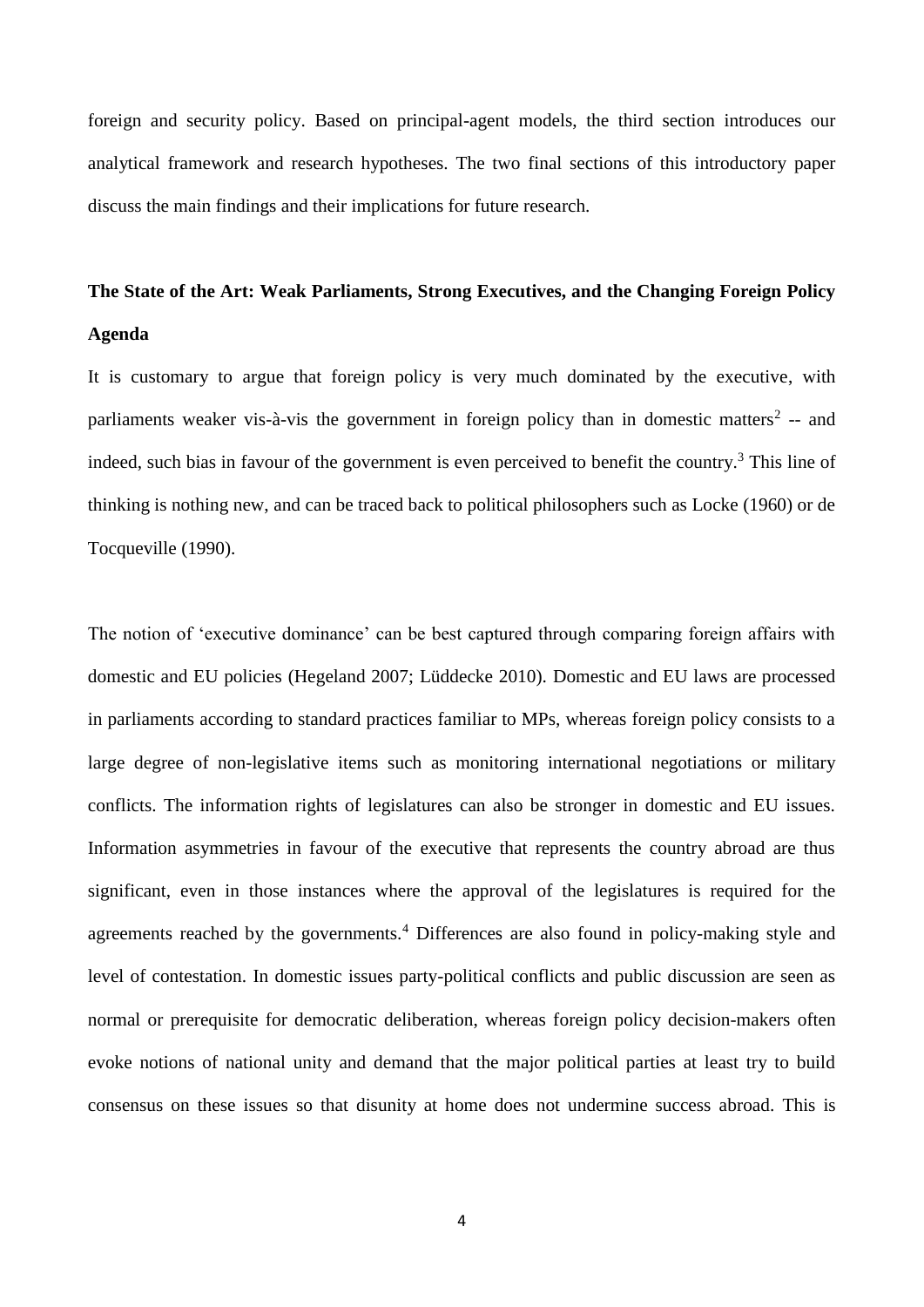foreign and security policy. Based on principal-agent models, the third section introduces our analytical framework and research hypotheses. The two final sections of this introductory paper discuss the main findings and their implications for future research.

## The State of the Art: Weak Parliaments, Strong Executives, and the Changing Foreign Policy Agenda

It is customary to argue that foreign policy is very much dominated by the executive, with parliaments weaker vis-à-vis the government in foreign policy than in domestic matters[2] -- and indeed, such bias in favour of the government is even perceived to benefit the country.[3] This line of thinking is nothing new, and can be traced back to political philosophers such as Locke (1960) or de Tocqueville (1990).

The notion of 'executive dominance' can be best captured through comparing foreign affairs with domestic and EU policies (Hegeland 2007; Lüddecke 2010). Domestic and EU laws are processed in parliaments according to standard practices familiar to MPs, whereas foreign policy consists to a large degree of non-legislative items such as monitoring international negotiations or military conflicts. The information rights of legislatures can also be stronger in domestic and EU issues. Information asymmetries in favour of the executive that represents the country abroad are thus significant, even in those instances where the approval of the legislatures is required for the agreements reached by the governments.[4] Differences are also found in policy-making style and level of contestation. In domestic issues party-political conflicts and public discussion are seen as normal or prerequisite for democratic deliberation, whereas foreign policy decision-makers often evoke notions of national unity and demand that the major political parties at least try to build consensus on these issues so that disunity at home does not undermine success abroad. This is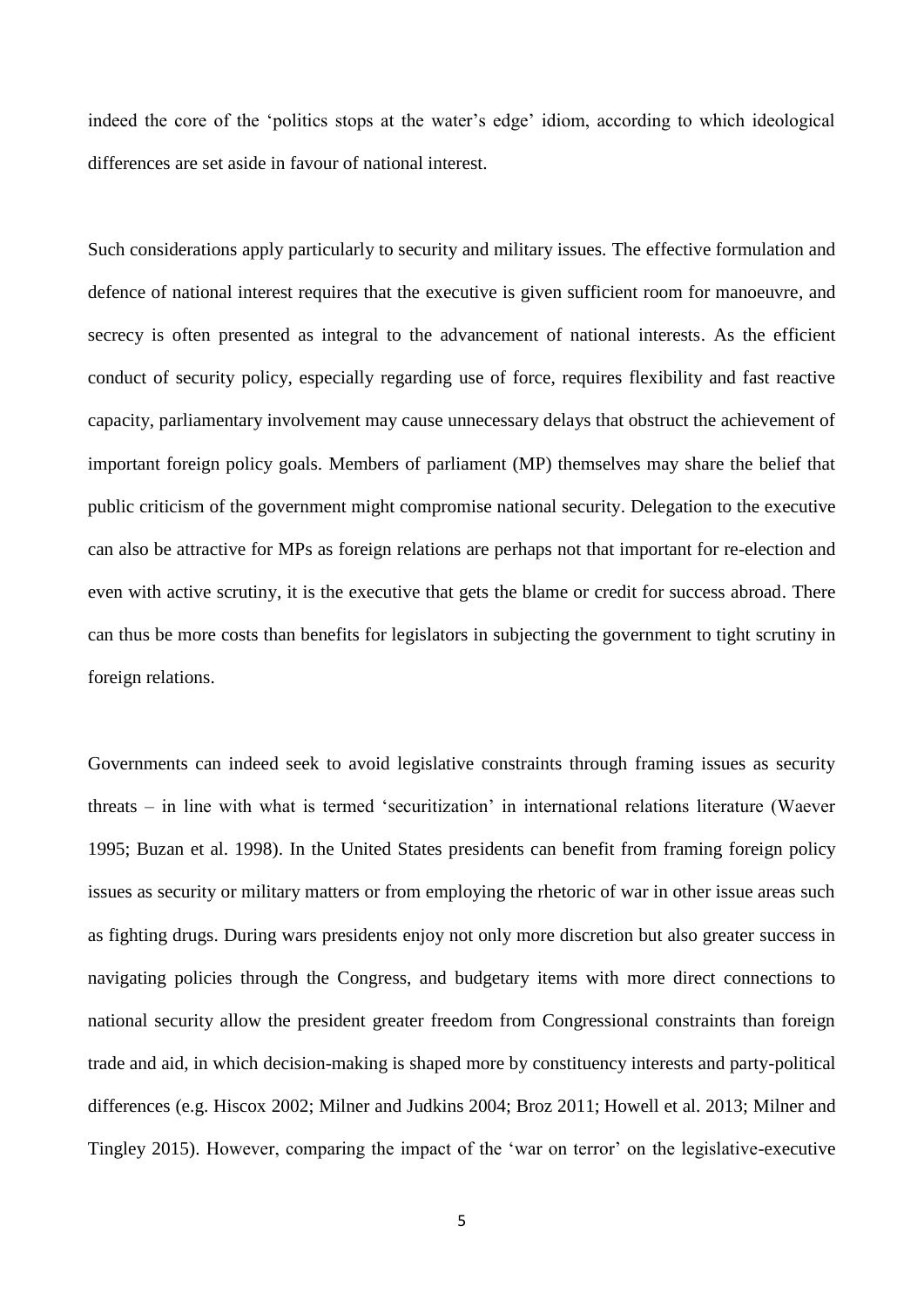indeed the core of the 'politics stops at the water's edge' idiom, according to which ideological differences are set aside in favour of national interest.

Such considerations apply particularly to security and military issues. The effective formulation and defence of national interest requires that the executive is given sufficient room for manoeuvre, and secrecy is often presented as integral to the advancement of national interests. As the efficient conduct of security policy, especially regarding use of force, requires flexibility and fast reactive capacity, parliamentary involvement may cause unnecessary delays that obstruct the achievement of important foreign policy goals. Members of parliament (MP) themselves may share the belief that public criticism of the government might compromise national security. Delegation to the executive can also be attractive for MPs as foreign relations are perhaps not that important for re-election and even with active scrutiny, it is the executive that gets the blame or credit for success abroad. There can thus be more costs than benefits for legislators in subjecting the government to tight scrutiny in foreign relations.

Governments can indeed seek to avoid legislative constraints through framing issues as security threats – in line with what is termed 'securitization' in international relations literature (Waever 1995; Buzan et al. 1998). In the United States presidents can benefit from framing foreign policy issues as security or military matters or from employing the rhetoric of war in other issue areas such as fighting drugs. During wars presidents enjoy not only more discretion but also greater success in navigating policies through the Congress, and budgetary items with more direct connections to national security allow the president greater freedom from Congressional constraints than foreign trade and aid, in which decision-making is shaped more by constituency interests and party-political differences (e.g. Hiscox 2002; Milner and Judkins 2004; Broz 2011; Howell et al. 2013; Milner and Tingley 2015). However, comparing the impact of the 'war on terror' on the legislative-executive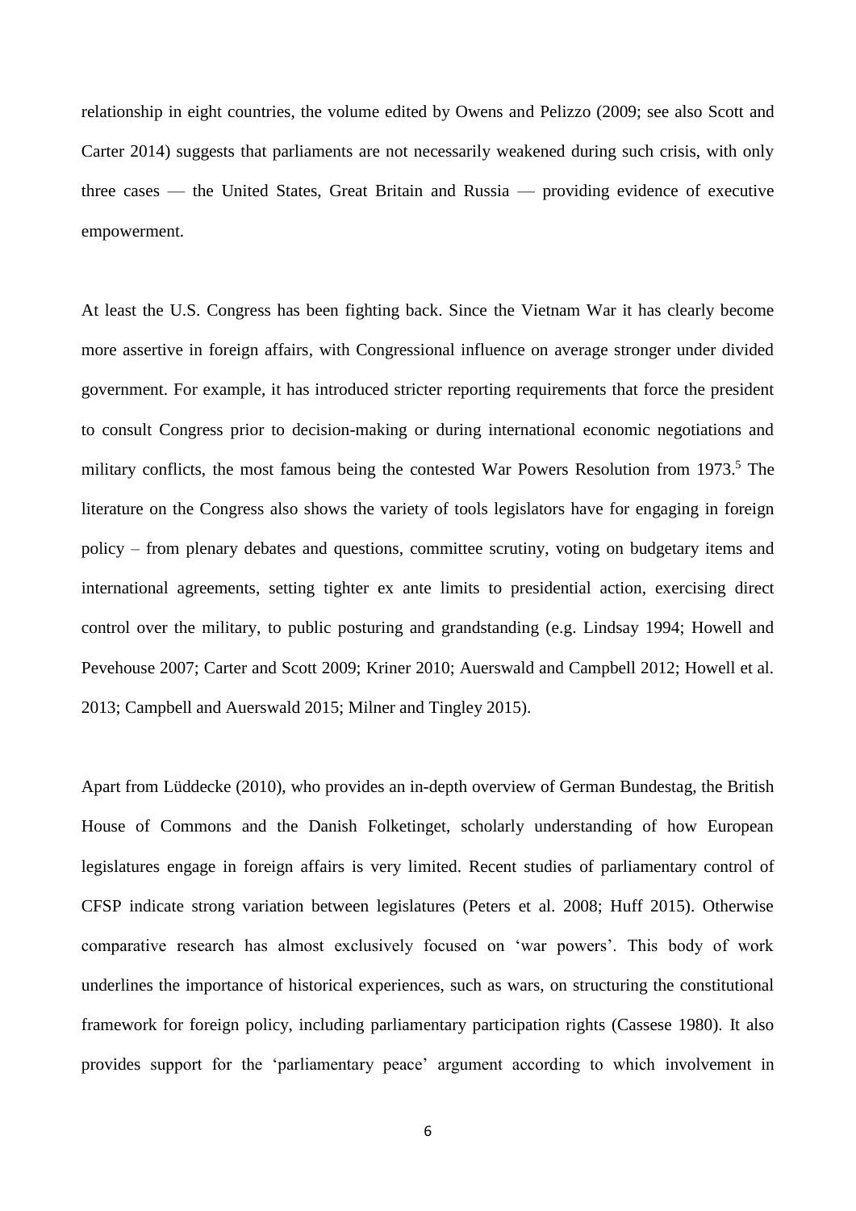relationship in eight countries, the volume edited by Owens and Pelizzo (2009; see also Scott and Carter 2014) suggests that parliaments are not necessarily weakened during such crisis, with only three cases — the United States, Great Britain and Russia — providing evidence of executive empowerment.

At least the U.S. Congress has been fighting back. Since the Vietnam War it has clearly become more assertive in foreign affairs, with Congressional influence on average stronger under divided government. For example, it has introduced stricter reporting requirements that force the president to consult Congress prior to decision-making or during international economic negotiations and military conflicts, the most famous being the contested War Powers Resolution from 1973.[5] The literature on the Congress also shows the variety of tools legislators have for engaging in foreign policy – from plenary debates and questions, committee scrutiny, voting on budgetary items and international agreements, setting tighter ex ante limits to presidential action, exercising direct control over the military, to public posturing and grandstanding (e.g. Lindsay 1994; Howell and Pevehouse 2007; Carter and Scott 2009; Kriner 2010; Auerswald and Campbell 2012; Howell et al. 2013; Campbell and Auerswald 2015; Milner and Tingley 2015).

Apart from Lüddecke (2010), who provides an in-depth overview of German Bundestag, the British House of Commons and the Danish Folketinget, scholarly understanding of how European legislatures engage in foreign affairs is very limited. Recent studies of parliamentary control of CFSP indicate strong variation between legislatures (Peters et al. 2008; Huff 2015). Otherwise comparative research has almost exclusively focused on 'war powers'. This body of work underlines the importance of historical experiences, such as wars, on structuring the constitutional framework for foreign policy, including parliamentary participation rights (Cassese 1980). It also provides support for the 'parliamentary peace' argument according to which involvement in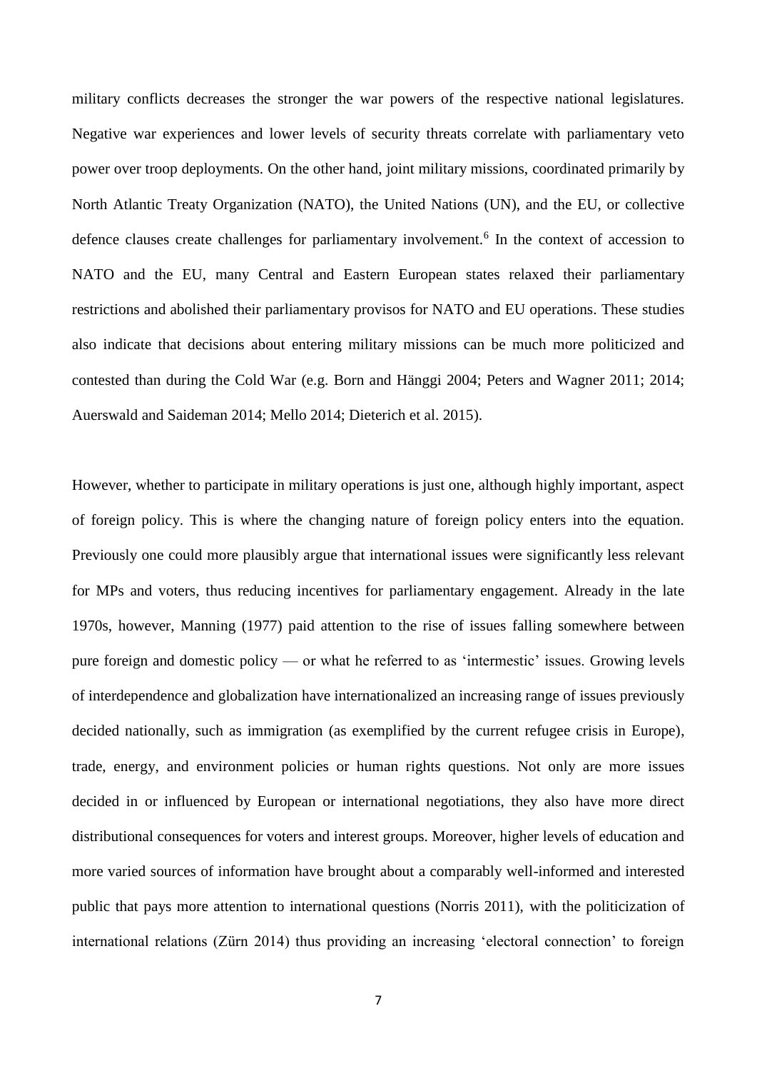military conflicts decreases the stronger the war powers of the respective national legislatures. Negative war experiences and lower levels of security threats correlate with parliamentary veto power over troop deployments. On the other hand, joint military missions, coordinated primarily by North Atlantic Treaty Organization (NATO), the United Nations (UN), and the EU, or collective defence clauses create challenges for parliamentary involvement.[6] In the context of accession to NATO and the EU, many Central and Eastern European states relaxed their parliamentary restrictions and abolished their parliamentary provisos for NATO and EU operations. These studies also indicate that decisions about entering military missions can be much more politicized and contested than during the Cold War (e.g. Born and Hänggi 2004; Peters and Wagner 2011; 2014; Auerswald and Saideman 2014; Mello 2014; Dieterich et al. 2015).

However, whether to participate in military operations is just one, although highly important, aspect of foreign policy. This is where the changing nature of foreign policy enters into the equation. Previously one could more plausibly argue that international issues were significantly less relevant for MPs and voters, thus reducing incentives for parliamentary engagement. Already in the late 1970s, however, Manning (1977) paid attention to the rise of issues falling somewhere between pure foreign and domestic policy — or what he referred to as 'intermestic' issues. Growing levels of interdependence and globalization have internationalized an increasing range of issues previously decided nationally, such as immigration (as exemplified by the current refugee crisis in Europe), trade, energy, and environment policies or human rights questions. Not only are more issues decided in or influenced by European or international negotiations, they also have more direct distributional consequences for voters and interest groups. Moreover, higher levels of education and more varied sources of information have brought about a comparably well-informed and interested public that pays more attention to international questions (Norris 2011), with the politicization of international relations (Zürn 2014) thus providing an increasing 'electoral connection' to foreign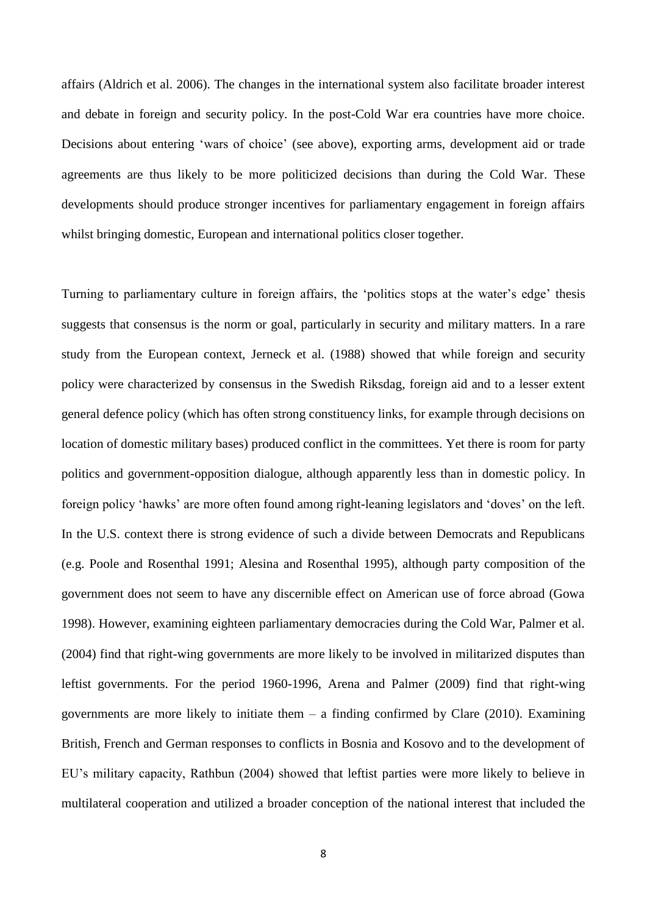affairs (Aldrich et al. 2006). The changes in the international system also facilitate broader interest and debate in foreign and security policy. In the post-Cold War era countries have more choice. Decisions about entering 'wars of choice' (see above), exporting arms, development aid or trade agreements are thus likely to be more politicized decisions than during the Cold War. These developments should produce stronger incentives for parliamentary engagement in foreign affairs whilst bringing domestic, European and international politics closer together.

Turning to parliamentary culture in foreign affairs, the 'politics stops at the water's edge' thesis suggests that consensus is the norm or goal, particularly in security and military matters. In a rare study from the European context, Jerneck et al. (1988) showed that while foreign and security policy were characterized by consensus in the Swedish Riksdag, foreign aid and to a lesser extent general defence policy (which has often strong constituency links, for example through decisions on location of domestic military bases) produced conflict in the committees. Yet there is room for party politics and government-opposition dialogue, although apparently less than in domestic policy. In foreign policy 'hawks' are more often found among right-leaning legislators and 'doves' on the left. In the U.S. context there is strong evidence of such a divide between Democrats and Republicans (e.g. Poole and Rosenthal 1991; Alesina and Rosenthal 1995), although party composition of the government does not seem to have any discernible effect on American use of force abroad (Gowa 1998). However, examining eighteen parliamentary democracies during the Cold War, Palmer et al. (2004) find that right-wing governments are more likely to be involved in militarized disputes than leftist governments. For the period 1960-1996, Arena and Palmer (2009) find that right-wing governments are more likely to initiate them – a finding confirmed by Clare (2010). Examining British, French and German responses to conflicts in Bosnia and Kosovo and to the development of EU's military capacity, Rathbun (2004) showed that leftist parties were more likely to believe in multilateral cooperation and utilized a broader conception of the national interest that included the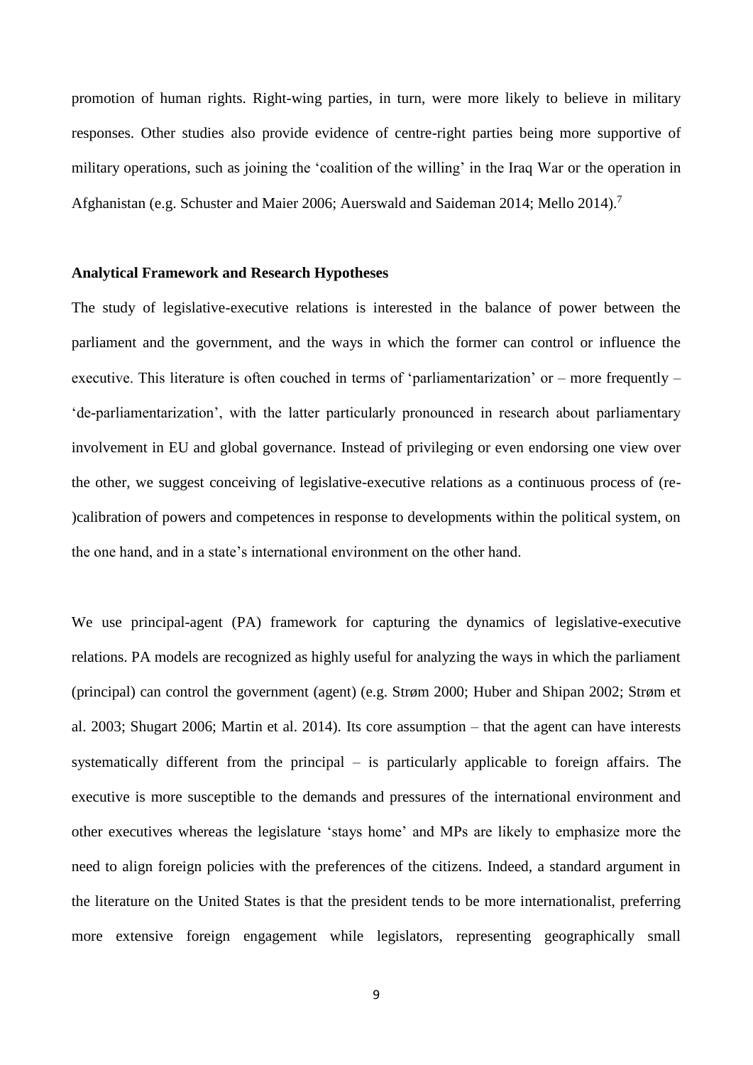promotion of human rights. Right-wing parties, in turn, were more likely to believe in military responses. Other studies also provide evidence of centre-right parties being more supportive of military operations, such as joining the 'coalition of the willing' in the Iraq War or the operation in Afghanistan (e.g. Schuster and Maier 2006; Auerswald and Saideman 2014; Mello 2014).[7]

## Analytical Framework and Research Hypotheses

The study of legislative-executive relations is interested in the balance of power between the parliament and the government, and the ways in which the former can control or influence the executive. This literature is often couched in terms of 'parliamentarization' or – more frequently – 'de-parliamentarization', with the latter particularly pronounced in research about parliamentary involvement in EU and global governance. Instead of privileging or even endorsing one view over the other, we suggest conceiving of legislative-executive relations as a continuous process of (re-)calibration of powers and competences in response to developments within the political system, on the one hand, and in a state's international environment on the other hand.

We use principal-agent (PA) framework for capturing the dynamics of legislative-executive relations. PA models are recognized as highly useful for analyzing the ways in which the parliament (principal) can control the government (agent) (e.g. Strøm 2000; Huber and Shipan 2002; Strøm et al. 2003; Shugart 2006; Martin et al. 2014). Its core assumption – that the agent can have interests systematically different from the principal – is particularly applicable to foreign affairs. The executive is more susceptible to the demands and pressures of the international environment and other executives whereas the legislature 'stays home' and MPs are likely to emphasize more the need to align foreign policies with the preferences of the citizens. Indeed, a standard argument in the literature on the United States is that the president tends to be more internationalist, preferring more extensive foreign engagement while legislators, representing geographically small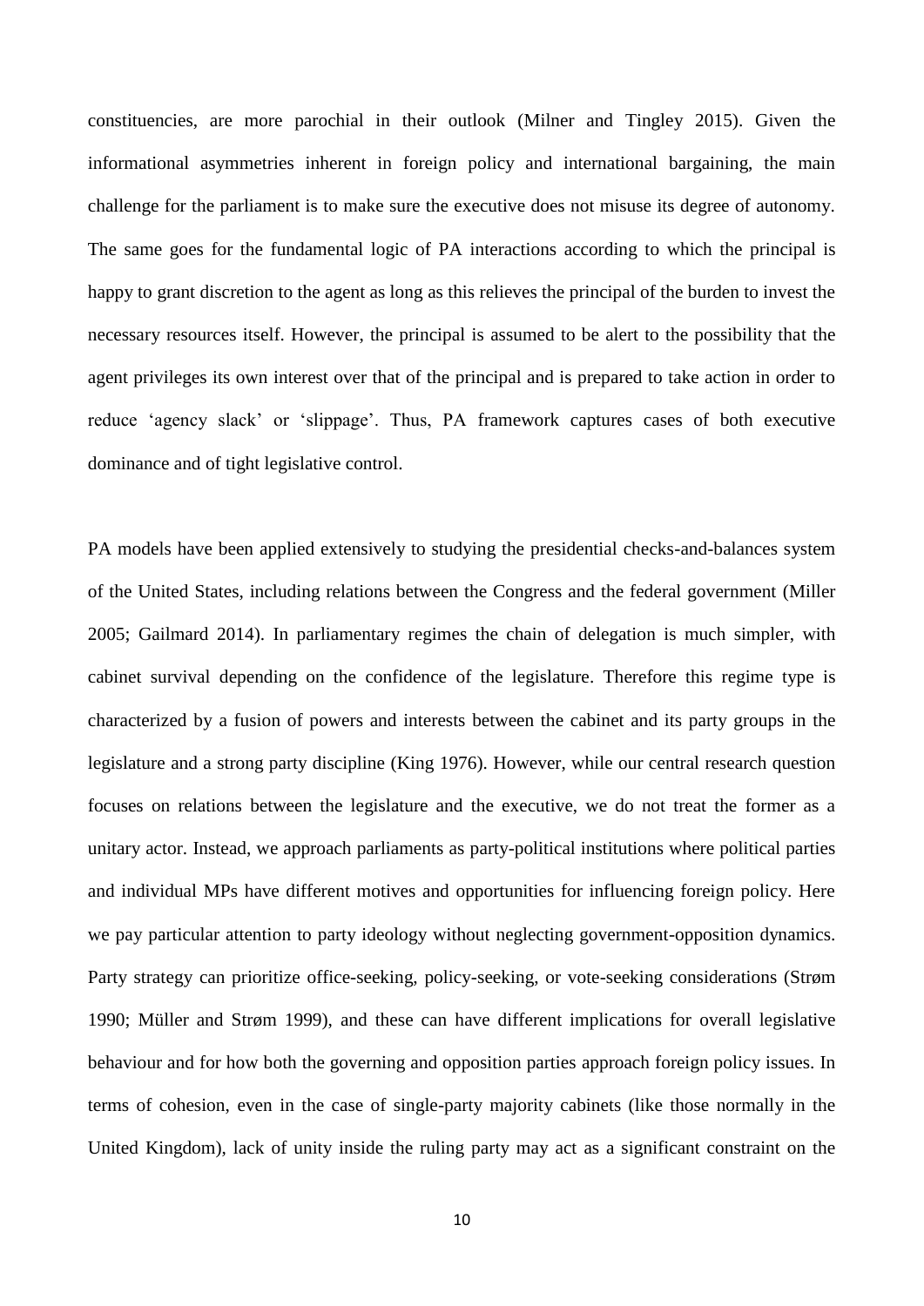constituencies, are more parochial in their outlook (Milner and Tingley 2015). Given the informational asymmetries inherent in foreign policy and international bargaining, the main challenge for the parliament is to make sure the executive does not misuse its degree of autonomy. The same goes for the fundamental logic of PA interactions according to which the principal is happy to grant discretion to the agent as long as this relieves the principal of the burden to invest the necessary resources itself. However, the principal is assumed to be alert to the possibility that the agent privileges its own interest over that of the principal and is prepared to take action in order to reduce 'agency slack' or 'slippage'. Thus, PA framework captures cases of both executive dominance and of tight legislative control.

PA models have been applied extensively to studying the presidential checks-and-balances system of the United States, including relations between the Congress and the federal government (Miller 2005; Gailmard 2014). In parliamentary regimes the chain of delegation is much simpler, with cabinet survival depending on the confidence of the legislature. Therefore this regime type is characterized by a fusion of powers and interests between the cabinet and its party groups in the legislature and a strong party discipline (King 1976). However, while our central research question focuses on relations between the legislature and the executive, we do not treat the former as a unitary actor. Instead, we approach parliaments as party-political institutions where political parties and individual MPs have different motives and opportunities for influencing foreign policy. Here we pay particular attention to party ideology without neglecting government-opposition dynamics. Party strategy can prioritize office-seeking, policy-seeking, or vote-seeking considerations (Strøm 1990; Müller and Strøm 1999), and these can have different implications for overall legislative behaviour and for how both the governing and opposition parties approach foreign policy issues. In terms of cohesion, even in the case of single-party majority cabinets (like those normally in the United Kingdom), lack of unity inside the ruling party may act as a significant constraint on the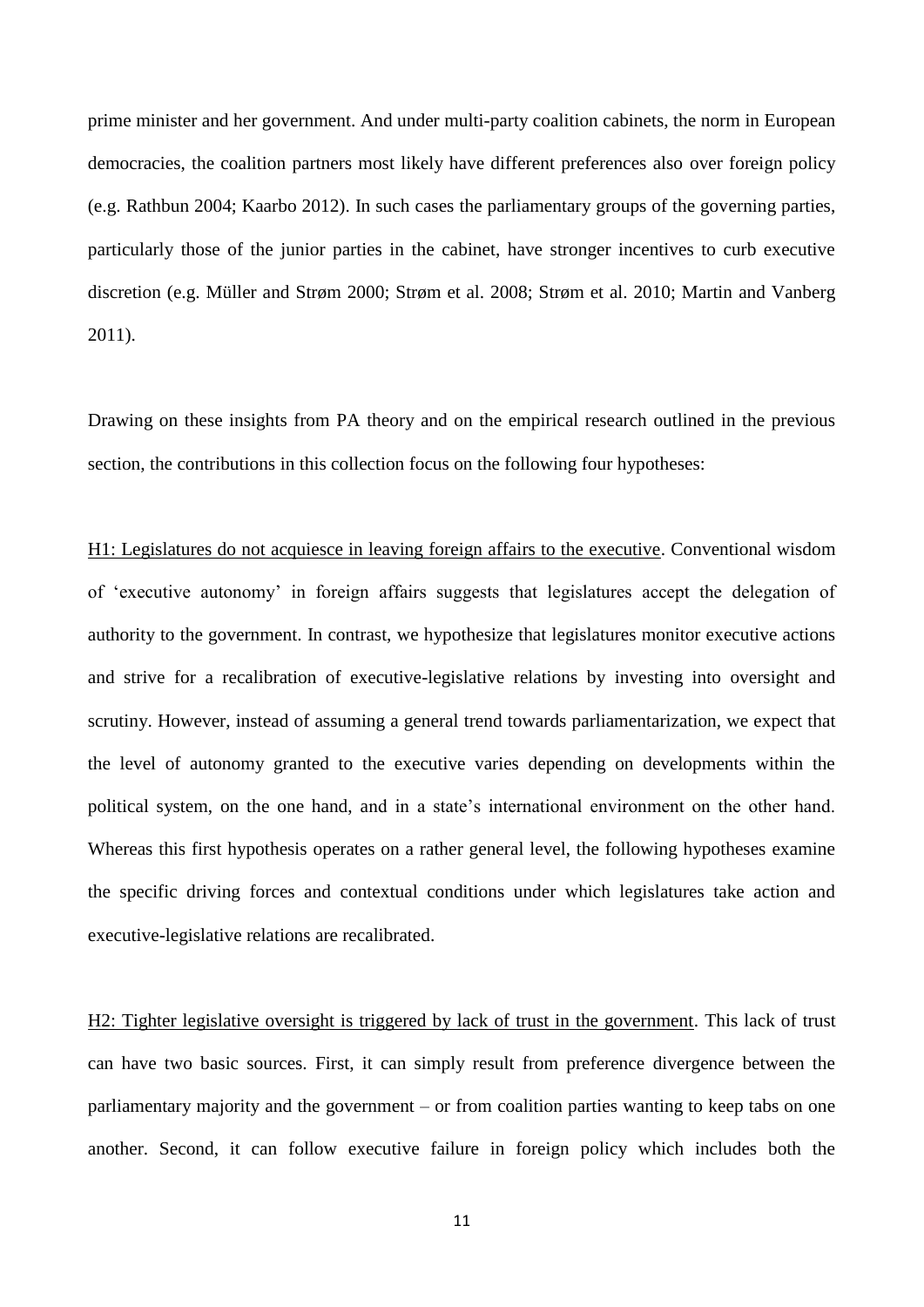prime minister and her government. And under multi-party coalition cabinets, the norm in European democracies, the coalition partners most likely have different preferences also over foreign policy (e.g. Rathbun 2004; Kaarbo 2012). In such cases the parliamentary groups of the governing parties, particularly those of the junior parties in the cabinet, have stronger incentives to curb executive discretion (e.g. Müller and Strøm 2000; Strøm et al. 2008; Strøm et al. 2010; Martin and Vanberg 2011).

Drawing on these insights from PA theory and on the empirical research outlined in the previous section, the contributions in this collection focus on the following four hypotheses:

H1: Legislatures do not acquiesce in leaving foreign affairs to the executive. Conventional wisdom of 'executive autonomy' in foreign affairs suggests that legislatures accept the delegation of authority to the government. In contrast, we hypothesize that legislatures monitor executive actions and strive for a recalibration of executive-legislative relations by investing into oversight and scrutiny. However, instead of assuming a general trend towards parliamentarization, we expect that the level of autonomy granted to the executive varies depending on developments within the political system, on the one hand, and in a state's international environment on the other hand. Whereas this first hypothesis operates on a rather general level, the following hypotheses examine the specific driving forces and contextual conditions under which legislatures take action and executive-legislative relations are recalibrated.

H2: Tighter legislative oversight is triggered by lack of trust in the government. This lack of trust can have two basic sources. First, it can simply result from preference divergence between the parliamentary majority and the government – or from coalition parties wanting to keep tabs on one another. Second, it can follow executive failure in foreign policy which includes both the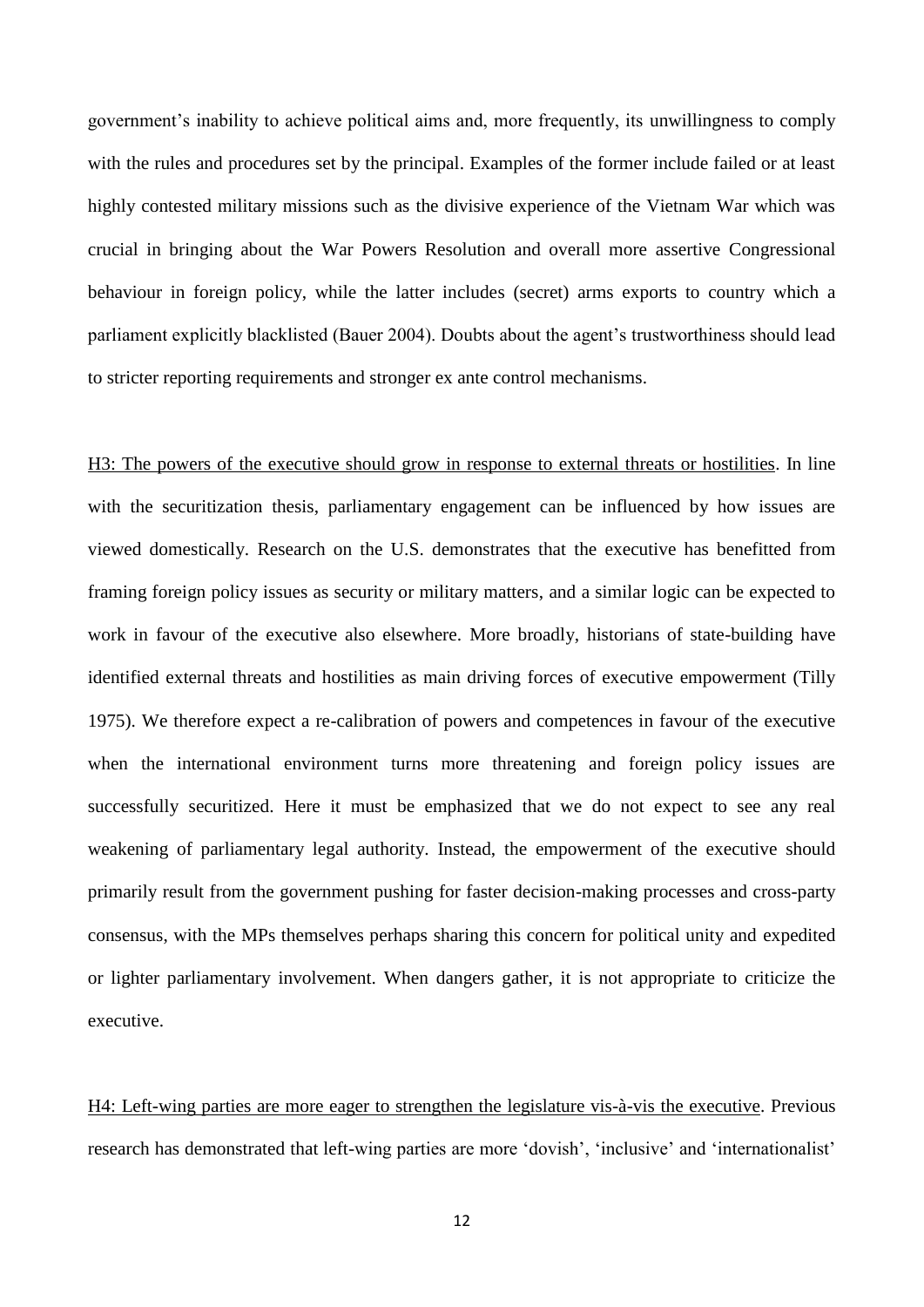government's inability to achieve political aims and, more frequently, its unwillingness to comply with the rules and procedures set by the principal. Examples of the former include failed or at least highly contested military missions such as the divisive experience of the Vietnam War which was crucial in bringing about the War Powers Resolution and overall more assertive Congressional behaviour in foreign policy, while the latter includes (secret) arms exports to country which a parliament explicitly blacklisted (Bauer 2004). Doubts about the agent's trustworthiness should lead to stricter reporting requirements and stronger ex ante control mechanisms.

<u>H3: The powers of the executive should grow in response to external threats or hostilities</u>. In line with the securitization thesis, parliamentary engagement can be influenced by how issues are viewed domestically. Research on the U.S. demonstrates that the executive has benefitted from framing foreign policy issues as security or military matters, and a similar logic can be expected to work in favour of the executive also elsewhere. More broadly, historians of state-building have identified external threats and hostilities as main driving forces of executive empowerment (Tilly 1975). We therefore expect a re-calibration of powers and competences in favour of the executive when the international environment turns more threatening and foreign policy issues are successfully securitized. Here it must be emphasized that we do not expect to see any real weakening of parliamentary legal authority. Instead, the empowerment of the executive should primarily result from the government pushing for faster decision-making processes and cross-party consensus, with the MPs themselves perhaps sharing this concern for political unity and expedited or lighter parliamentary involvement. When dangers gather, it is not appropriate to criticize the executive.

<u>H4: Left-wing parties are more eager to strengthen the legislature vis-à-vis the executive</u>. Previous research has demonstrated that left-wing parties are more 'dovish', 'inclusive' and 'internationalist'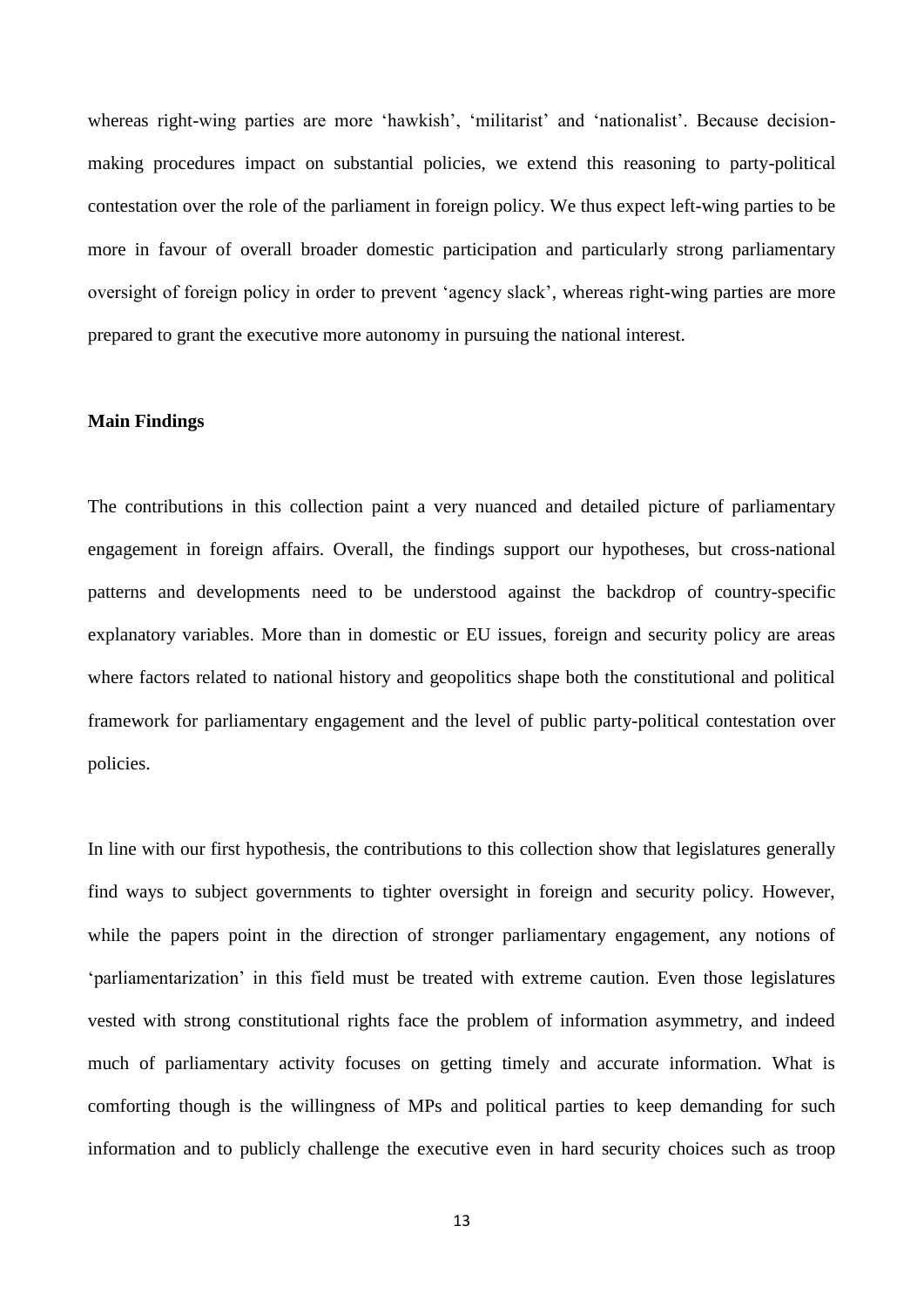whereas right-wing parties are more 'hawkish', 'militarist' and 'nationalist'. Because decision-making procedures impact on substantial policies, we extend this reasoning to party-political contestation over the role of the parliament in foreign policy. We thus expect left-wing parties to be more in favour of overall broader domestic participation and particularly strong parliamentary oversight of foreign policy in order to prevent 'agency slack', whereas right-wing parties are more prepared to grant the executive more autonomy in pursuing the national interest.

**Main Findings**

The contributions in this collection paint a very nuanced and detailed picture of parliamentary engagement in foreign affairs. Overall, the findings support our hypotheses, but cross-national patterns and developments need to be understood against the backdrop of country-specific explanatory variables. More than in domestic or EU issues, foreign and security policy are areas where factors related to national history and geopolitics shape both the constitutional and political framework for parliamentary engagement and the level of public party-political contestation over policies.

In line with our first hypothesis, the contributions to this collection show that legislatures generally find ways to subject governments to tighter oversight in foreign and security policy. However, while the papers point in the direction of stronger parliamentary engagement, any notions of 'parliamentarization' in this field must be treated with extreme caution. Even those legislatures vested with strong constitutional rights face the problem of information asymmetry, and indeed much of parliamentary activity focuses on getting timely and accurate information. What is comforting though is the willingness of MPs and political parties to keep demanding for such information and to publicly challenge the executive even in hard security choices such as troop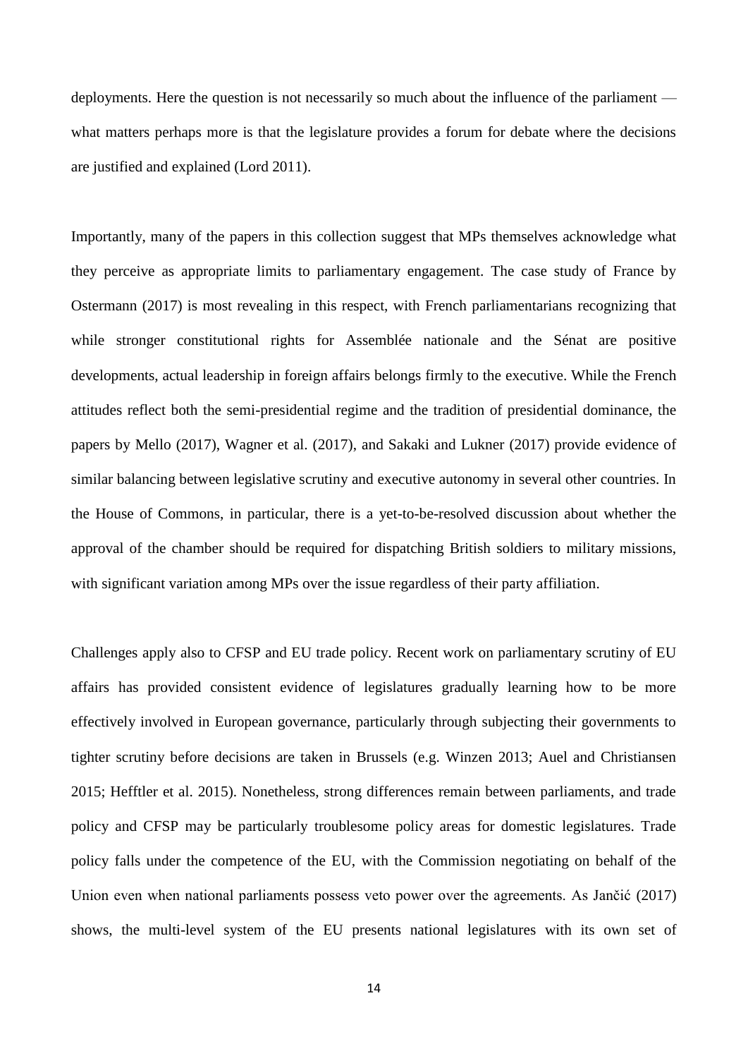deployments. Here the question is not necessarily so much about the influence of the parliament — what matters perhaps more is that the legislature provides a forum for debate where the decisions are justified and explained (Lord 2011).

Importantly, many of the papers in this collection suggest that MPs themselves acknowledge what they perceive as appropriate limits to parliamentary engagement. The case study of France by Ostermann (2017) is most revealing in this respect, with French parliamentarians recognizing that while stronger constitutional rights for Assemblée nationale and the Sénat are positive developments, actual leadership in foreign affairs belongs firmly to the executive. While the French attitudes reflect both the semi-presidential regime and the tradition of presidential dominance, the papers by Mello (2017), Wagner et al. (2017), and Sakaki and Lukner (2017) provide evidence of similar balancing between legislative scrutiny and executive autonomy in several other countries. In the House of Commons, in particular, there is a yet-to-be-resolved discussion about whether the approval of the chamber should be required for dispatching British soldiers to military missions, with significant variation among MPs over the issue regardless of their party affiliation.

Challenges apply also to CFSP and EU trade policy. Recent work on parliamentary scrutiny of EU affairs has provided consistent evidence of legislatures gradually learning how to be more effectively involved in European governance, particularly through subjecting their governments to tighter scrutiny before decisions are taken in Brussels (e.g. Winzen 2013; Auel and Christiansen 2015; Hefftler et al. 2015). Nonetheless, strong differences remain between parliaments, and trade policy and CFSP may be particularly troublesome policy areas for domestic legislatures. Trade policy falls under the competence of the EU, with the Commission negotiating on behalf of the Union even when national parliaments possess veto power over the agreements. As Jančić (2017) shows, the multi-level system of the EU presents national legislatures with its own set of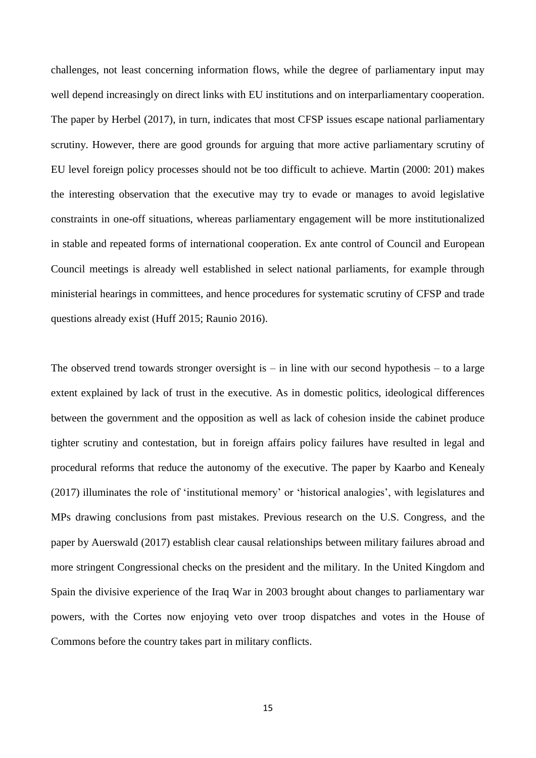challenges, not least concerning information flows, while the degree of parliamentary input may well depend increasingly on direct links with EU institutions and on interparliamentary cooperation. The paper by Herbel (2017), in turn, indicates that most CFSP issues escape national parliamentary scrutiny. However, there are good grounds for arguing that more active parliamentary scrutiny of EU level foreign policy processes should not be too difficult to achieve. Martin (2000: 201) makes the interesting observation that the executive may try to evade or manages to avoid legislative constraints in one-off situations, whereas parliamentary engagement will be more institutionalized in stable and repeated forms of international cooperation. Ex ante control of Council and European Council meetings is already well established in select national parliaments, for example through ministerial hearings in committees, and hence procedures for systematic scrutiny of CFSP and trade questions already exist (Huff 2015; Raunio 2016).

The observed trend towards stronger oversight is – in line with our second hypothesis – to a large extent explained by lack of trust in the executive. As in domestic politics, ideological differences between the government and the opposition as well as lack of cohesion inside the cabinet produce tighter scrutiny and contestation, but in foreign affairs policy failures have resulted in legal and procedural reforms that reduce the autonomy of the executive. The paper by Kaarbo and Kenealy (2017) illuminates the role of 'institutional memory' or 'historical analogies', with legislatures and MPs drawing conclusions from past mistakes. Previous research on the U.S. Congress, and the paper by Auerswald (2017) establish clear causal relationships between military failures abroad and more stringent Congressional checks on the president and the military. In the United Kingdom and Spain the divisive experience of the Iraq War in 2003 brought about changes to parliamentary war powers, with the Cortes now enjoying veto over troop dispatches and votes in the House of Commons before the country takes part in military conflicts.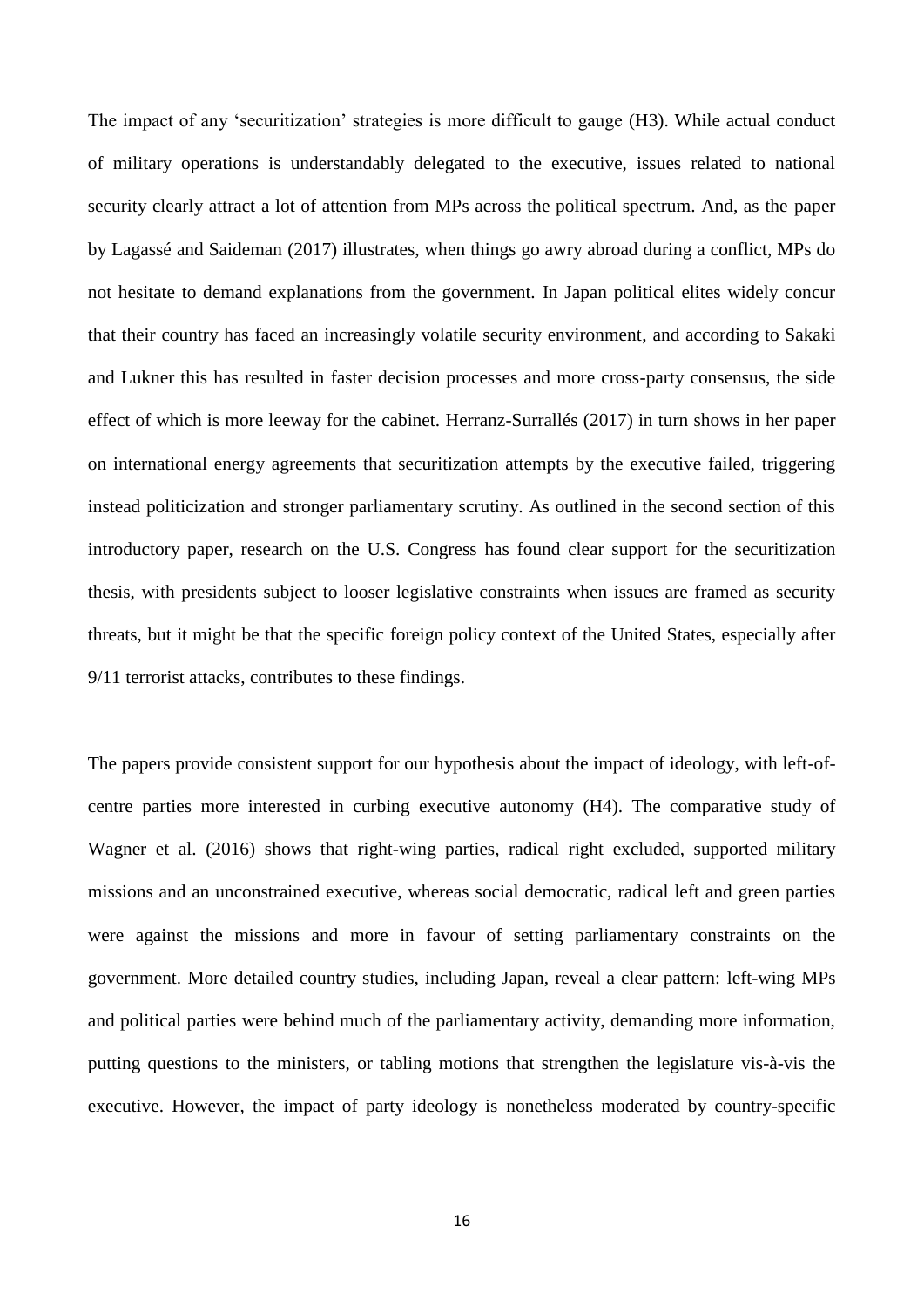The impact of any 'securitization' strategies is more difficult to gauge (H3). While actual conduct of military operations is understandably delegated to the executive, issues related to national security clearly attract a lot of attention from MPs across the political spectrum. And, as the paper by Lagassé and Saideman (2017) illustrates, when things go awry abroad during a conflict, MPs do not hesitate to demand explanations from the government. In Japan political elites widely concur that their country has faced an increasingly volatile security environment, and according to Sakaki and Lukner this has resulted in faster decision processes and more cross-party consensus, the side effect of which is more leeway for the cabinet. Herranz-Surrallés (2017) in turn shows in her paper on international energy agreements that securitization attempts by the executive failed, triggering instead politicization and stronger parliamentary scrutiny. As outlined in the second section of this introductory paper, research on the U.S. Congress has found clear support for the securitization thesis, with presidents subject to looser legislative constraints when issues are framed as security threats, but it might be that the specific foreign policy context of the United States, especially after 9/11 terrorist attacks, contributes to these findings.

The papers provide consistent support for our hypothesis about the impact of ideology, with left-of-centre parties more interested in curbing executive autonomy (H4). The comparative study of Wagner et al. (2016) shows that right-wing parties, radical right excluded, supported military missions and an unconstrained executive, whereas social democratic, radical left and green parties were against the missions and more in favour of setting parliamentary constraints on the government. More detailed country studies, including Japan, reveal a clear pattern: left-wing MPs and political parties were behind much of the parliamentary activity, demanding more information, putting questions to the ministers, or tabling motions that strengthen the legislature vis-à-vis the executive. However, the impact of party ideology is nonetheless moderated by country-specific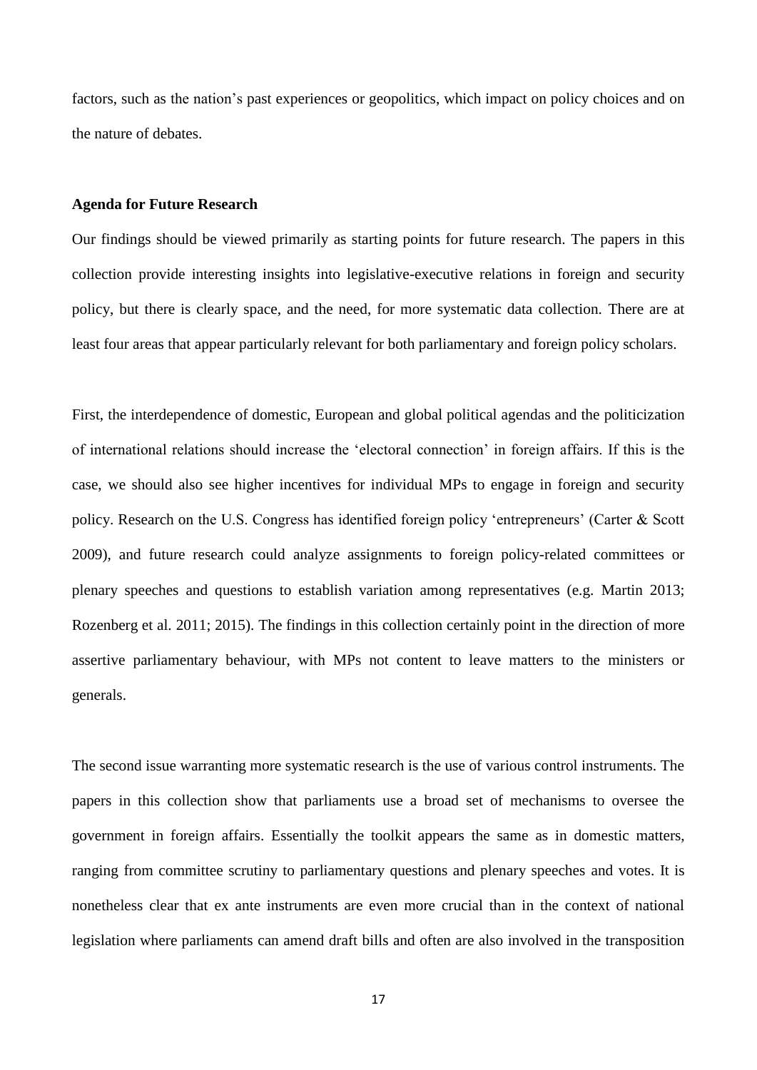factors, such as the nation's past experiences or geopolitics, which impact on policy choices and on the nature of debates.

**Agenda for Future Research**

Our findings should be viewed primarily as starting points for future research. The papers in this collection provide interesting insights into legislative-executive relations in foreign and security policy, but there is clearly space, and the need, for more systematic data collection. There are at least four areas that appear particularly relevant for both parliamentary and foreign policy scholars.

First, the interdependence of domestic, European and global political agendas and the politicization of international relations should increase the 'electoral connection' in foreign affairs. If this is the case, we should also see higher incentives for individual MPs to engage in foreign and security policy. Research on the U.S. Congress has identified foreign policy 'entrepreneurs' (Carter & Scott 2009), and future research could analyze assignments to foreign policy-related committees or plenary speeches and questions to establish variation among representatives (e.g. Martin 2013; Rozenberg et al. 2011; 2015). The findings in this collection certainly point in the direction of more assertive parliamentary behaviour, with MPs not content to leave matters to the ministers or generals.

The second issue warranting more systematic research is the use of various control instruments. The papers in this collection show that parliaments use a broad set of mechanisms to oversee the government in foreign affairs. Essentially the toolkit appears the same as in domestic matters, ranging from committee scrutiny to parliamentary questions and plenary speeches and votes. It is nonetheless clear that ex ante instruments are even more crucial than in the context of national legislation where parliaments can amend draft bills and often are also involved in the transposition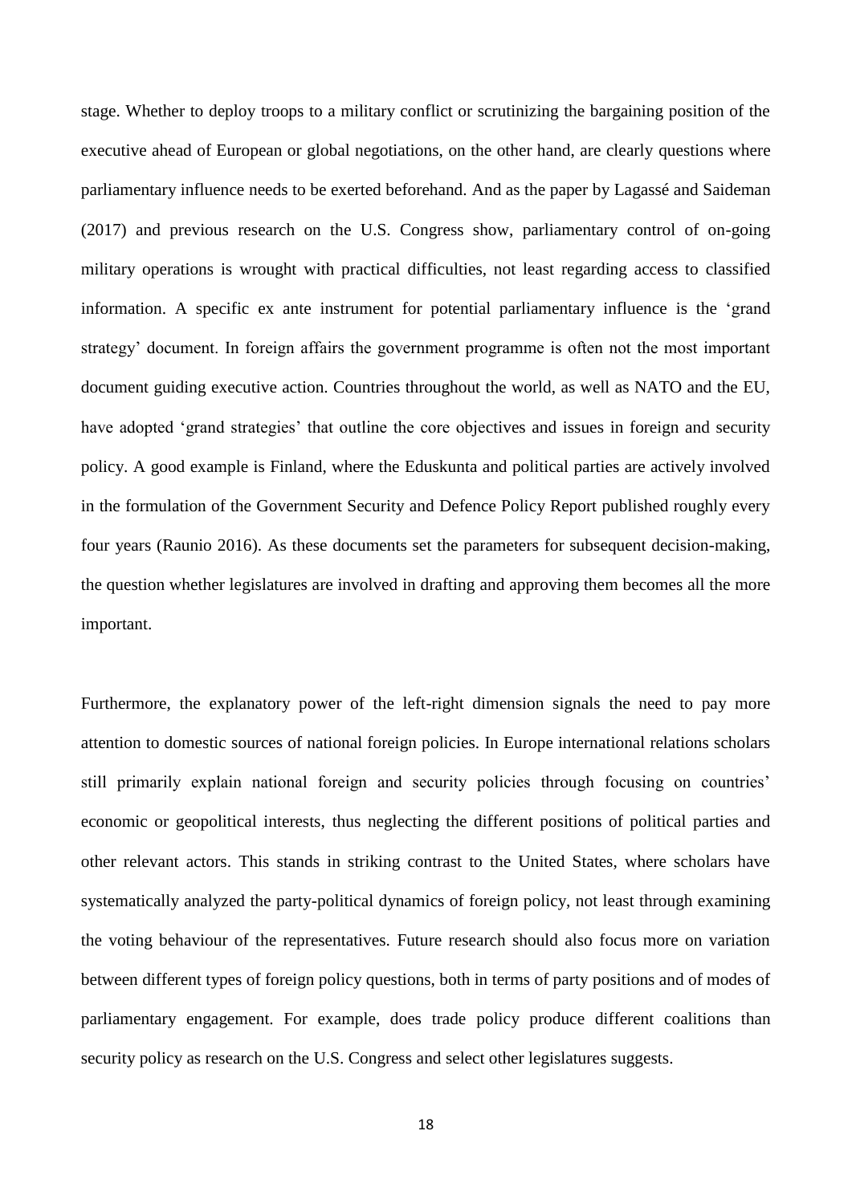stage. Whether to deploy troops to a military conflict or scrutinizing the bargaining position of the executive ahead of European or global negotiations, on the other hand, are clearly questions where parliamentary influence needs to be exerted beforehand. And as the paper by Lagassé and Saideman (2017) and previous research on the U.S. Congress show, parliamentary control of on-going military operations is wrought with practical difficulties, not least regarding access to classified information. A specific ex ante instrument for potential parliamentary influence is the 'grand strategy' document. In foreign affairs the government programme is often not the most important document guiding executive action. Countries throughout the world, as well as NATO and the EU, have adopted 'grand strategies' that outline the core objectives and issues in foreign and security policy. A good example is Finland, where the Eduskunta and political parties are actively involved in the formulation of the Government Security and Defence Policy Report published roughly every four years (Raunio 2016). As these documents set the parameters for subsequent decision-making, the question whether legislatures are involved in drafting and approving them becomes all the more important.

Furthermore, the explanatory power of the left-right dimension signals the need to pay more attention to domestic sources of national foreign policies. In Europe international relations scholars still primarily explain national foreign and security policies through focusing on countries' economic or geopolitical interests, thus neglecting the different positions of political parties and other relevant actors. This stands in striking contrast to the United States, where scholars have systematically analyzed the party-political dynamics of foreign policy, not least through examining the voting behaviour of the representatives. Future research should also focus more on variation between different types of foreign policy questions, both in terms of party positions and of modes of parliamentary engagement. For example, does trade policy produce different coalitions than security policy as research on the U.S. Congress and select other legislatures suggests.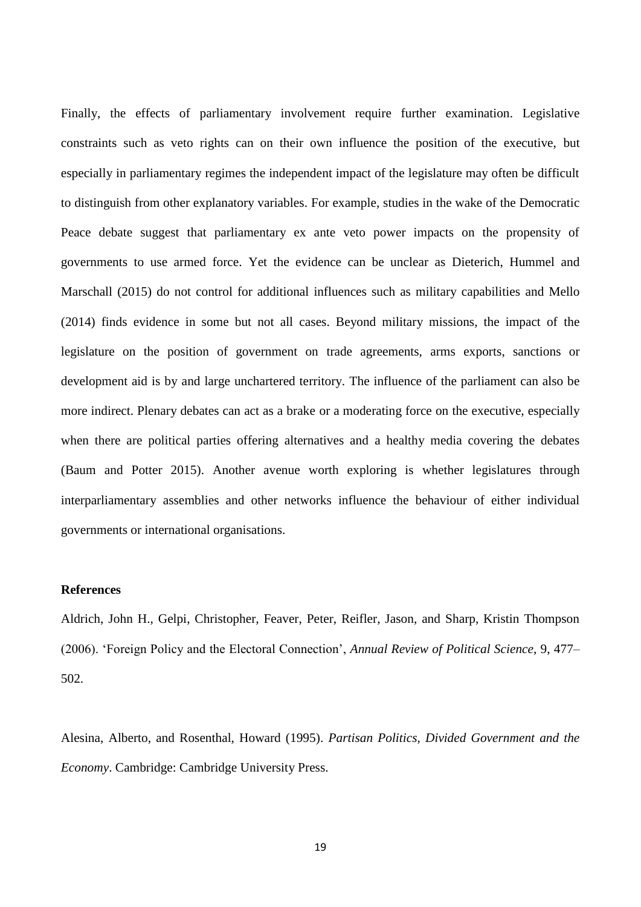Finally, the effects of parliamentary involvement require further examination. Legislative constraints such as veto rights can on their own influence the position of the executive, but especially in parliamentary regimes the independent impact of the legislature may often be difficult to distinguish from other explanatory variables. For example, studies in the wake of the Democratic Peace debate suggest that parliamentary ex ante veto power impacts on the propensity of governments to use armed force. Yet the evidence can be unclear as Dieterich, Hummel and Marschall (2015) do not control for additional influences such as military capabilities and Mello (2014) finds evidence in some but not all cases. Beyond military missions, the impact of the legislature on the position of government on trade agreements, arms exports, sanctions or development aid is by and large unchartered territory. The influence of the parliament can also be more indirect. Plenary debates can act as a brake or a moderating force on the executive, especially when there are political parties offering alternatives and a healthy media covering the debates (Baum and Potter 2015). Another avenue worth exploring is whether legislatures through interparliamentary assemblies and other networks influence the behaviour of either individual governments or international organisations.

**References**

Aldrich, John H., Gelpi, Christopher, Feaver, Peter, Reifler, Jason, and Sharp, Kristin Thompson (2006). 'Foreign Policy and the Electoral Connection', *Annual Review of Political Science*, 9, 477–502.

Alesina, Alberto, and Rosenthal, Howard (1995). *Partisan Politics, Divided Government and the Economy*. Cambridge: Cambridge University Press.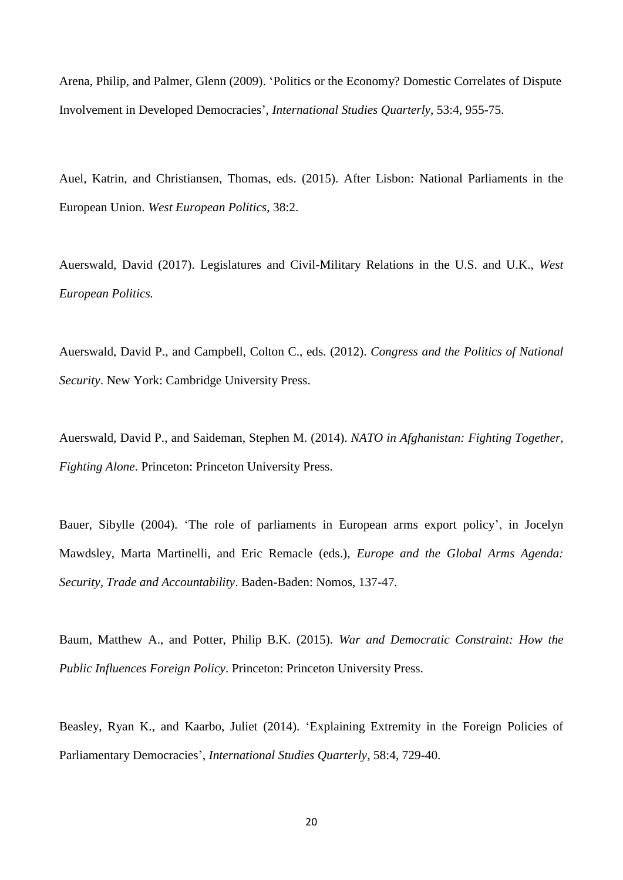Arena, Philip, and Palmer, Glenn (2009). 'Politics or the Economy? Domestic Correlates of Dispute Involvement in Developed Democracies', *International Studies Quarterly*, 53:4, 955-75.

Auel, Katrin, and Christiansen, Thomas, eds. (2015). After Lisbon: National Parliaments in the European Union. *West European Politics*, 38:2.

Auerswald, David (2017). Legislatures and Civil-Military Relations in the U.S. and U.K., *West European Politics.*

Auerswald, David P., and Campbell, Colton C., eds. (2012). *Congress and the Politics of National Security*. New York: Cambridge University Press.

Auerswald, David P., and Saideman, Stephen M. (2014). *NATO in Afghanistan: Fighting Together, Fighting Alone*. Princeton: Princeton University Press.

Bauer, Sibylle (2004). 'The role of parliaments in European arms export policy', in Jocelyn Mawdsley, Marta Martinelli, and Eric Remacle (eds.), *Europe and the Global Arms Agenda: Security, Trade and Accountability*. Baden-Baden: Nomos, 137-47.

Baum, Matthew A., and Potter, Philip B.K. (2015). *War and Democratic Constraint: How the Public Influences Foreign Policy*. Princeton: Princeton University Press.

Beasley, Ryan K., and Kaarbo, Juliet (2014). 'Explaining Extremity in the Foreign Policies of Parliamentary Democracies', *International Studies Quarterly*, 58:4, 729-40.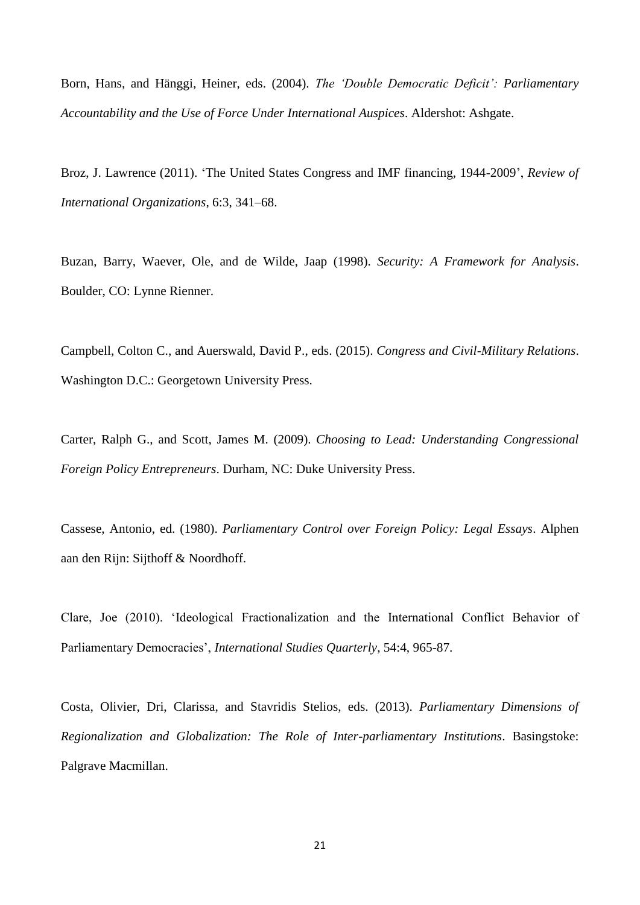Born, Hans, and Hänggi, Heiner, eds. (2004). *The 'Double Democratic Deficit': Parliamentary Accountability and the Use of Force Under International Auspices*. Aldershot: Ashgate.

Broz, J. Lawrence (2011). 'The United States Congress and IMF financing, 1944-2009', *Review of International Organizations*, 6:3, 341–68.

Buzan, Barry, Waever, Ole, and de Wilde, Jaap (1998). *Security: A Framework for Analysis*. Boulder, CO: Lynne Rienner.

Campbell, Colton C., and Auerswald, David P., eds. (2015). *Congress and Civil-Military Relations*. Washington D.C.: Georgetown University Press.

Carter, Ralph G., and Scott, James M. (2009). *Choosing to Lead: Understanding Congressional Foreign Policy Entrepreneurs*. Durham, NC: Duke University Press.

Cassese, Antonio, ed. (1980). *Parliamentary Control over Foreign Policy: Legal Essays*. Alphen aan den Rijn: Sijthoff & Noordhoff.

Clare, Joe (2010). 'Ideological Fractionalization and the International Conflict Behavior of Parliamentary Democracies', *International Studies Quarterly*, 54:4, 965-87.

Costa, Olivier, Dri, Clarissa, and Stavridis Stelios, eds. (2013). *Parliamentary Dimensions of Regionalization and Globalization: The Role of Inter-parliamentary Institutions*. Basingstoke: Palgrave Macmillan.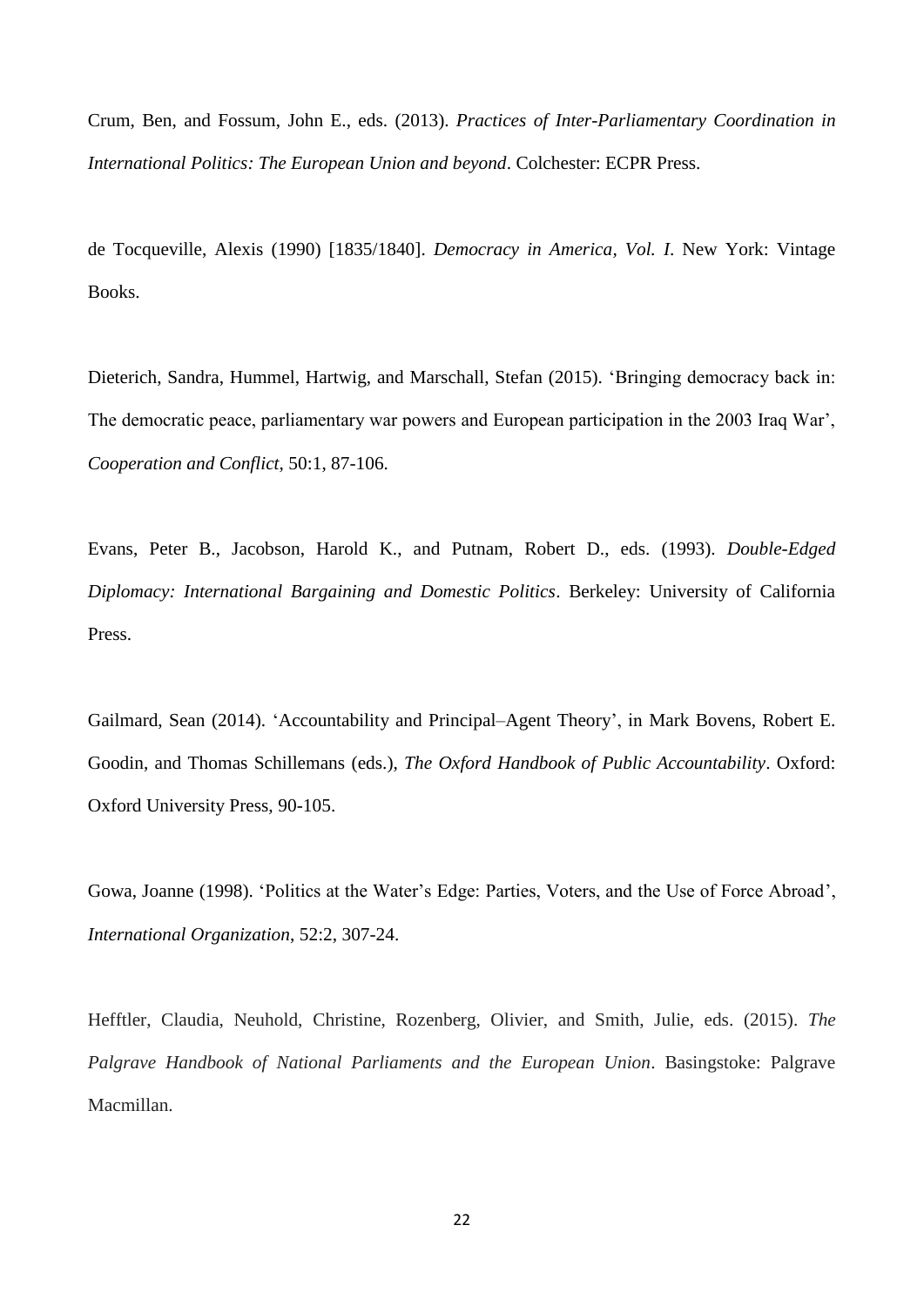Crum, Ben, and Fossum, John E., eds. (2013). *Practices of Inter-Parliamentary Coordination in International Politics: The European Union and beyond*. Colchester: ECPR Press.

de Tocqueville, Alexis (1990) [1835/1840]. *Democracy in America, Vol. I*. New York: Vintage Books.

Dieterich, Sandra, Hummel, Hartwig, and Marschall, Stefan (2015). 'Bringing democracy back in: The democratic peace, parliamentary war powers and European participation in the 2003 Iraq War', *Cooperation and Conflict*, 50:1, 87-106.

Evans, Peter B., Jacobson, Harold K., and Putnam, Robert D., eds. (1993). *Double-Edged Diplomacy: International Bargaining and Domestic Politics*. Berkeley: University of California Press.

Gailmard, Sean (2014). 'Accountability and Principal–Agent Theory', in Mark Bovens, Robert E. Goodin, and Thomas Schillemans (eds.), *The Oxford Handbook of Public Accountability*. Oxford: Oxford University Press, 90-105.

Gowa, Joanne (1998). 'Politics at the Water's Edge: Parties, Voters, and the Use of Force Abroad', *International Organization*, 52:2, 307-24.

Hefftler, Claudia, Neuhold, Christine, Rozenberg, Olivier, and Smith, Julie, eds. (2015). *The Palgrave Handbook of National Parliaments and the European Union*. Basingstoke: Palgrave Macmillan.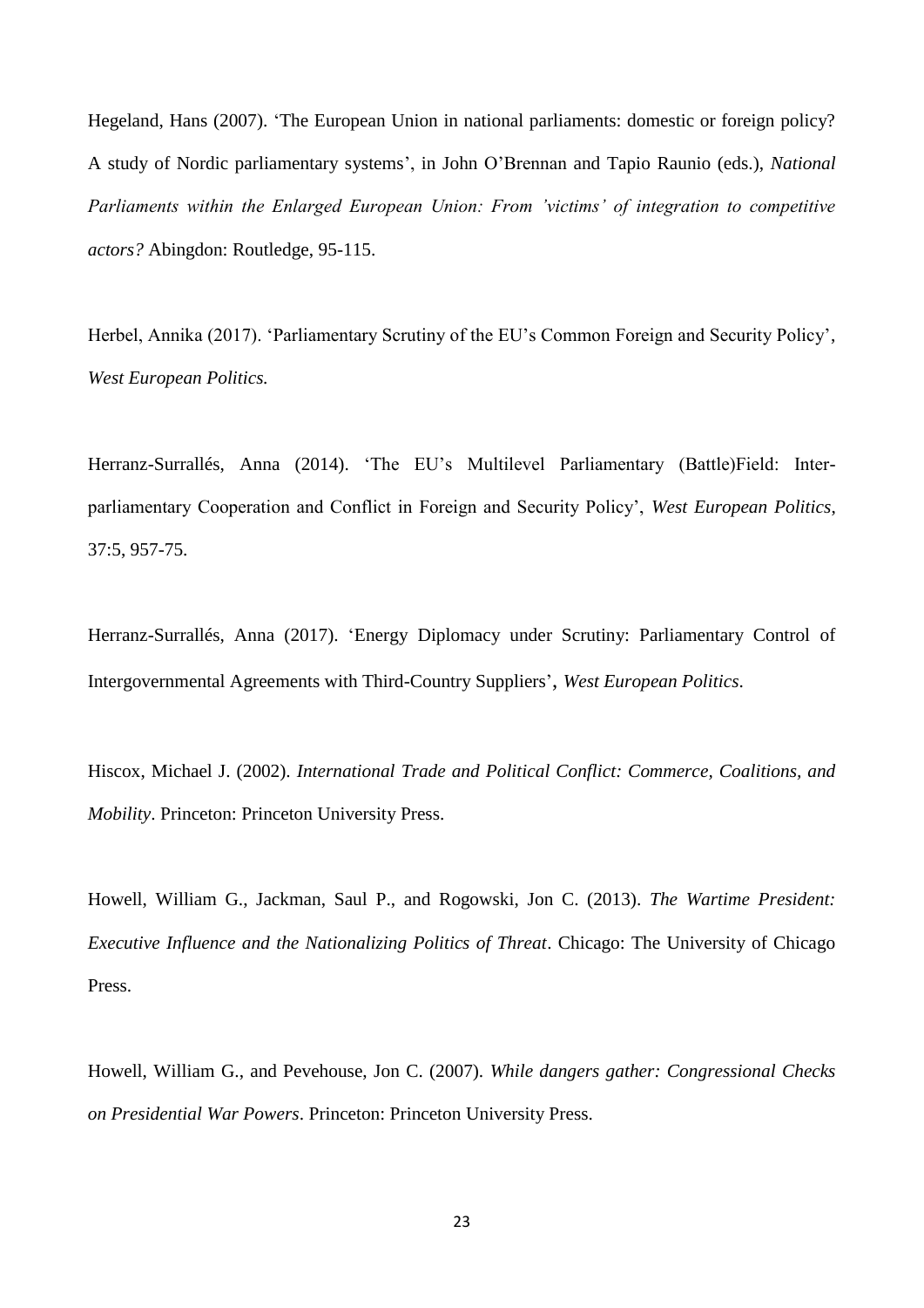Hegeland, Hans (2007). 'The European Union in national parliaments: domestic or foreign policy? A study of Nordic parliamentary systems', in John O'Brennan and Tapio Raunio (eds.), *National Parliaments within the Enlarged European Union: From 'victims' of integration to competitive actors?* Abingdon: Routledge, 95-115.

Herbel, Annika (2017). 'Parliamentary Scrutiny of the EU's Common Foreign and Security Policy', *West European Politics.*

Herranz-Surrallés, Anna (2014). 'The EU's Multilevel Parliamentary (Battle)Field: Inter-parliamentary Cooperation and Conflict in Foreign and Security Policy', *West European Politics*, 37:5, 957-75.

Herranz-Surrallés, Anna (2017). 'Energy Diplomacy under Scrutiny: Parliamentary Control of Intergovernmental Agreements with Third-Country Suppliers', *West European Politics*.

Hiscox, Michael J. (2002). *International Trade and Political Conflict: Commerce, Coalitions, and Mobility*. Princeton: Princeton University Press.

Howell, William G., Jackman, Saul P., and Rogowski, Jon C. (2013). *The Wartime President: Executive Influence and the Nationalizing Politics of Threat*. Chicago: The University of Chicago Press.

Howell, William G., and Pevehouse, Jon C. (2007). *While dangers gather: Congressional Checks on Presidential War Powers*. Princeton: Princeton University Press.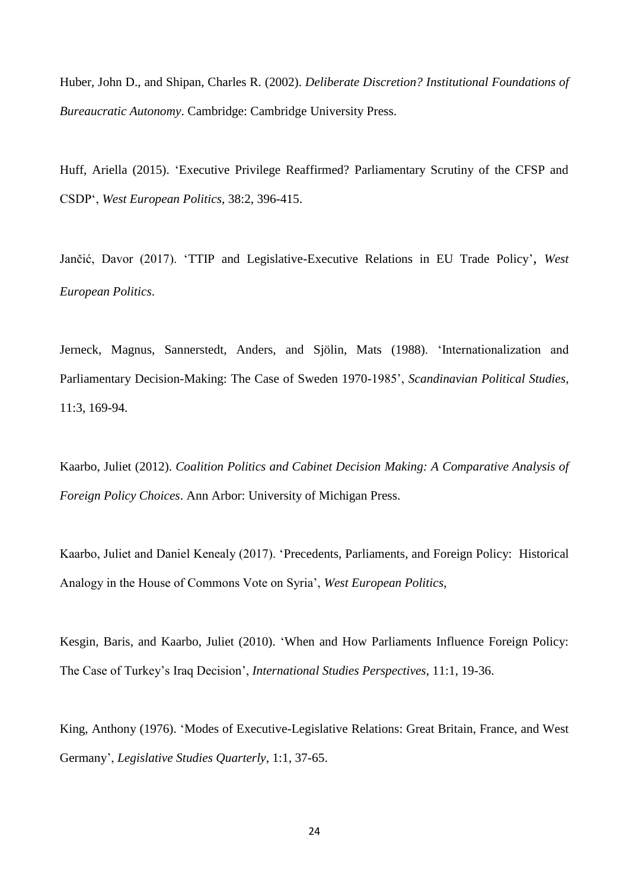Huber, John D., and Shipan, Charles R. (2002). *Deliberate Discretion? Institutional Foundations of Bureaucratic Autonomy*. Cambridge: Cambridge University Press.

Huff, Ariella (2015). 'Executive Privilege Reaffirmed? Parliamentary Scrutiny of the CFSP and CSDP', *West European Politics*, 38:2, 396-415.

Jančić, Davor (2017). 'TTIP and Legislative-Executive Relations in EU Trade Policy', *West European Politics*.

Jerneck, Magnus, Sannerstedt, Anders, and Sjölin, Mats (1988). 'Internationalization and Parliamentary Decision-Making: The Case of Sweden 1970-1985', *Scandinavian Political Studies*, 11:3, 169-94.

Kaarbo, Juliet (2012). *Coalition Politics and Cabinet Decision Making: A Comparative Analysis of Foreign Policy Choices*. Ann Arbor: University of Michigan Press.

Kaarbo, Juliet and Daniel Kenealy (2017). 'Precedents, Parliaments, and Foreign Policy: Historical Analogy in the House of Commons Vote on Syria', *West European Politics*,

Kesgin, Baris, and Kaarbo, Juliet (2010). 'When and How Parliaments Influence Foreign Policy: The Case of Turkey's Iraq Decision', *International Studies Perspectives*, 11:1, 19-36.

King, Anthony (1976). 'Modes of Executive-Legislative Relations: Great Britain, France, and West Germany', *Legislative Studies Quarterly*, 1:1, 37-65.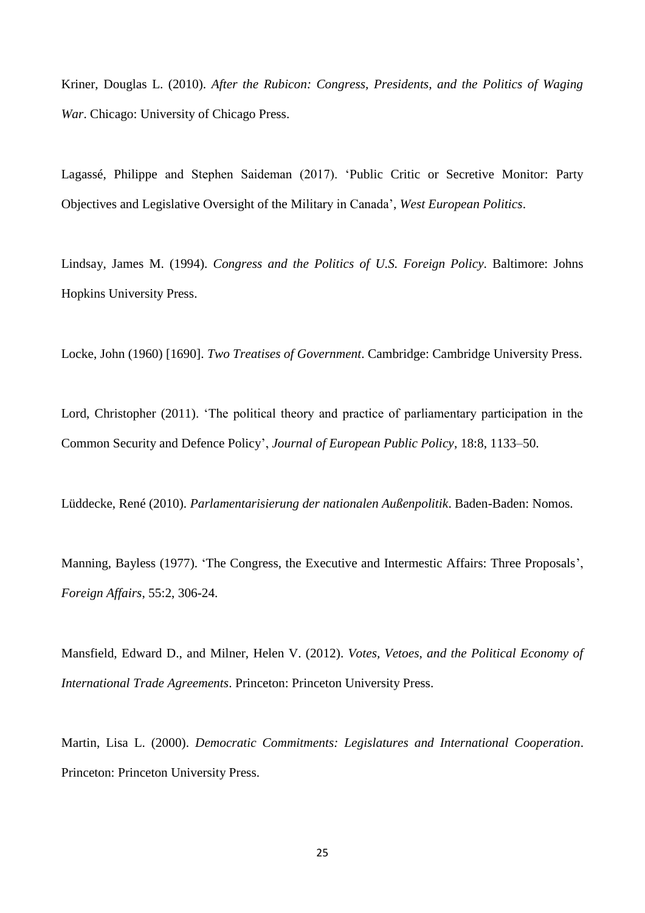Kriner, Douglas L. (2010). *After the Rubicon: Congress, Presidents, and the Politics of Waging War*. Chicago: University of Chicago Press.

Lagassé, Philippe and Stephen Saideman (2017). 'Public Critic or Secretive Monitor: Party Objectives and Legislative Oversight of the Military in Canada', *West European Politics*.

Lindsay, James M. (1994). *Congress and the Politics of U.S. Foreign Policy*. Baltimore: Johns Hopkins University Press.

Locke, John (1960) [1690]. *Two Treatises of Government*. Cambridge: Cambridge University Press.

Lord, Christopher (2011). 'The political theory and practice of parliamentary participation in the Common Security and Defence Policy', *Journal of European Public Policy*, 18:8, 1133–50.

Lüddecke, René (2010). *Parlamentarisierung der nationalen Außenpolitik*. Baden-Baden: Nomos.

Manning, Bayless (1977). 'The Congress, the Executive and Intermestic Affairs: Three Proposals', *Foreign Affairs*, 55:2, 306-24.

Mansfield, Edward D., and Milner, Helen V. (2012). *Votes, Vetoes, and the Political Economy of International Trade Agreements*. Princeton: Princeton University Press.

Martin, Lisa L. (2000). *Democratic Commitments: Legislatures and International Cooperation*. Princeton: Princeton University Press.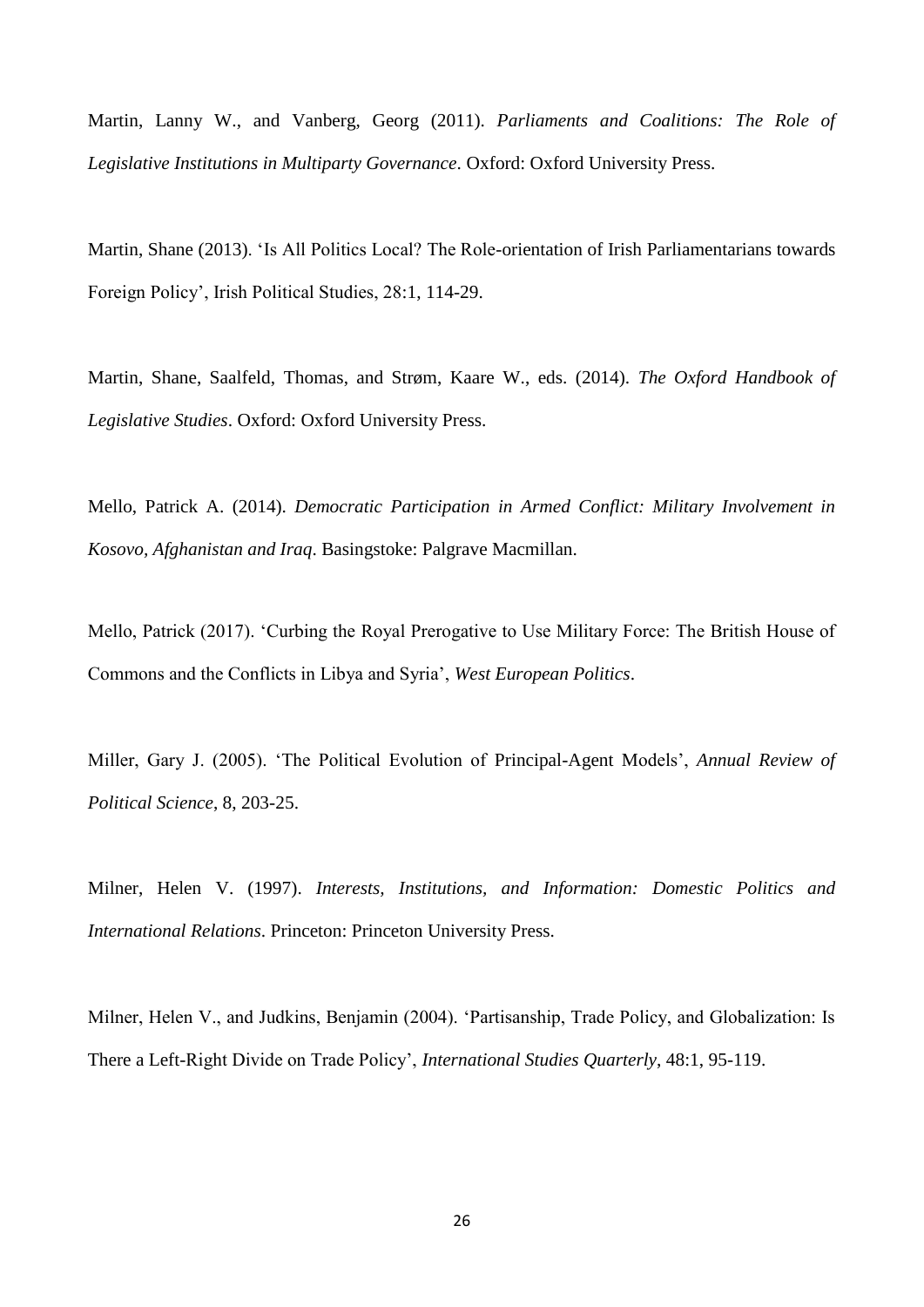Martin, Lanny W., and Vanberg, Georg (2011). *Parliaments and Coalitions: The Role of Legislative Institutions in Multiparty Governance*. Oxford: Oxford University Press.

Martin, Shane (2013). 'Is All Politics Local? The Role-orientation of Irish Parliamentarians towards Foreign Policy', Irish Political Studies, 28:1, 114-29.

Martin, Shane, Saalfeld, Thomas, and Strøm, Kaare W., eds. (2014). *The Oxford Handbook of Legislative Studies*. Oxford: Oxford University Press.

Mello, Patrick A. (2014). *Democratic Participation in Armed Conflict: Military Involvement in Kosovo, Afghanistan and Iraq*. Basingstoke: Palgrave Macmillan.

Mello, Patrick (2017). 'Curbing the Royal Prerogative to Use Military Force: The British House of Commons and the Conflicts in Libya and Syria', *West European Politics*.

Miller, Gary J. (2005). 'The Political Evolution of Principal-Agent Models', *Annual Review of Political Science*, 8, 203-25.

Milner, Helen V. (1997). *Interests, Institutions, and Information: Domestic Politics and International Relations*. Princeton: Princeton University Press.

Milner, Helen V., and Judkins, Benjamin (2004). 'Partisanship, Trade Policy, and Globalization: Is There a Left-Right Divide on Trade Policy', *International Studies Quarterly*, 48:1, 95-119.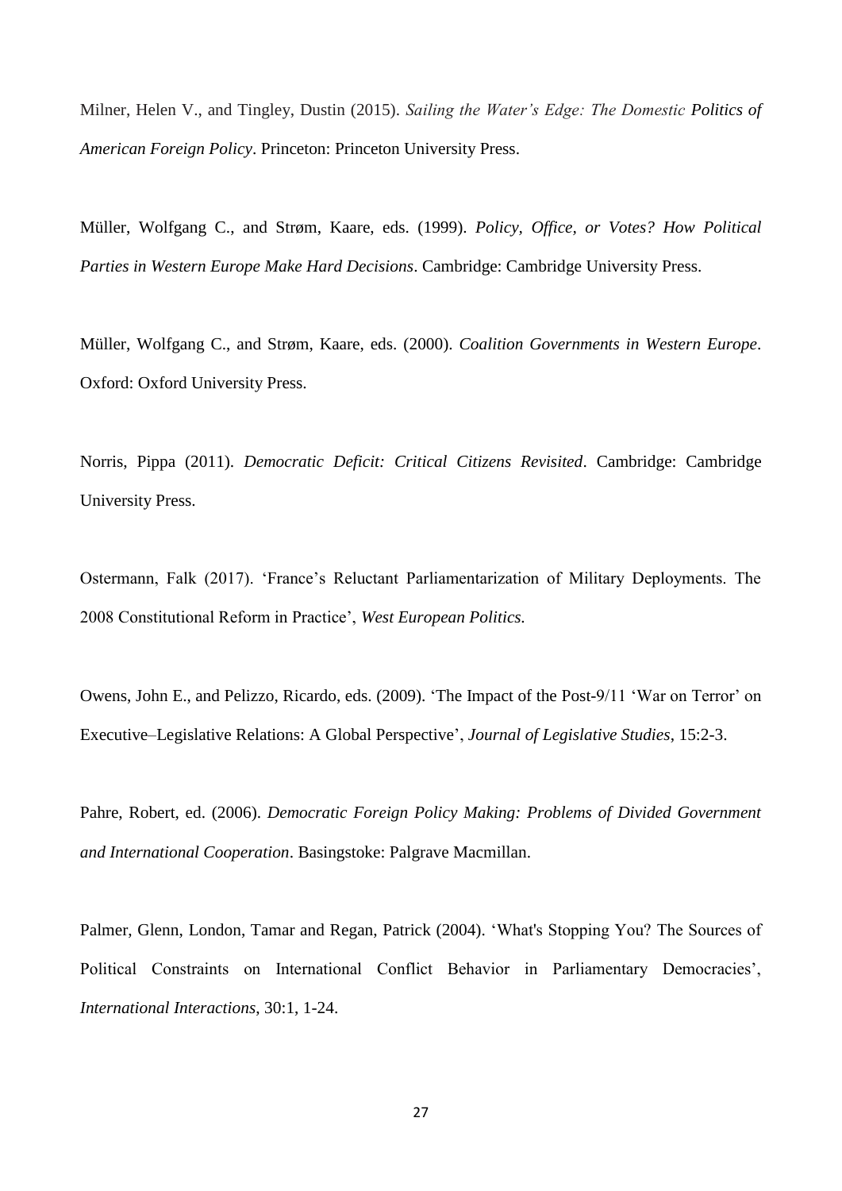Milner, Helen V., and Tingley, Dustin (2015). *Sailing the Water's Edge: The Domestic Politics of American Foreign Policy*. Princeton: Princeton University Press.

Müller, Wolfgang C., and Strøm, Kaare, eds. (1999). *Policy, Office, or Votes? How Political Parties in Western Europe Make Hard Decisions*. Cambridge: Cambridge University Press.

Müller, Wolfgang C., and Strøm, Kaare, eds. (2000). *Coalition Governments in Western Europe*. Oxford: Oxford University Press.

Norris, Pippa (2011). *Democratic Deficit: Critical Citizens Revisited*. Cambridge: Cambridge University Press.

Ostermann, Falk (2017). 'France's Reluctant Parliamentarization of Military Deployments. The 2008 Constitutional Reform in Practice', *West European Politics.*

Owens, John E., and Pelizzo, Ricardo, eds. (2009). 'The Impact of the Post-9/11 'War on Terror' on Executive–Legislative Relations: A Global Perspective', *Journal of Legislative Studies*, 15:2-3.

Pahre, Robert, ed. (2006). *Democratic Foreign Policy Making: Problems of Divided Government and International Cooperation*. Basingstoke: Palgrave Macmillan.

Palmer, Glenn, London, Tamar and Regan, Patrick (2004). 'What's Stopping You? The Sources of Political Constraints on International Conflict Behavior in Parliamentary Democracies', *International Interactions*, 30:1, 1-24.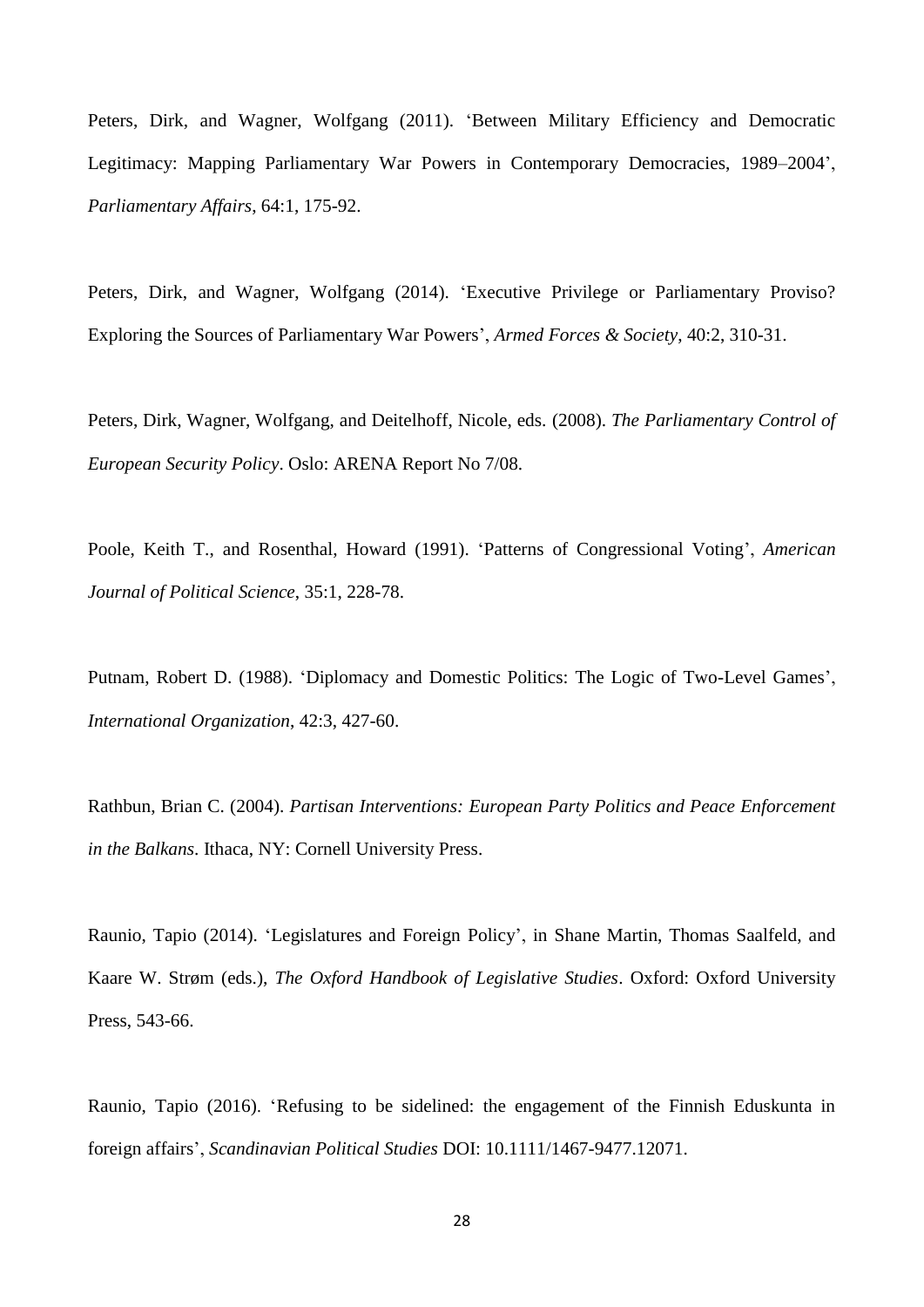Peters, Dirk, and Wagner, Wolfgang (2011). 'Between Military Efficiency and Democratic Legitimacy: Mapping Parliamentary War Powers in Contemporary Democracies, 1989–2004', *Parliamentary Affairs*, 64:1, 175-92.

Peters, Dirk, and Wagner, Wolfgang (2014). 'Executive Privilege or Parliamentary Proviso? Exploring the Sources of Parliamentary War Powers', *Armed Forces & Society*, 40:2, 310-31.

Peters, Dirk, Wagner, Wolfgang, and Deitelhoff, Nicole, eds. (2008). *The Parliamentary Control of European Security Policy*. Oslo: ARENA Report No 7/08.

Poole, Keith T., and Rosenthal, Howard (1991). 'Patterns of Congressional Voting', *American Journal of Political Science*, 35:1, 228-78.

Putnam, Robert D. (1988). 'Diplomacy and Domestic Politics: The Logic of Two-Level Games', *International Organization*, 42:3, 427-60.

Rathbun, Brian C. (2004). *Partisan Interventions: European Party Politics and Peace Enforcement in the Balkans*. Ithaca, NY: Cornell University Press.

Raunio, Tapio (2014). 'Legislatures and Foreign Policy', in Shane Martin, Thomas Saalfeld, and Kaare W. Strøm (eds.), *The Oxford Handbook of Legislative Studies*. Oxford: Oxford University Press, 543-66.

Raunio, Tapio (2016). 'Refusing to be sidelined: the engagement of the Finnish Eduskunta in foreign affairs', *Scandinavian Political Studies* DOI: 10.1111/1467-9477.12071.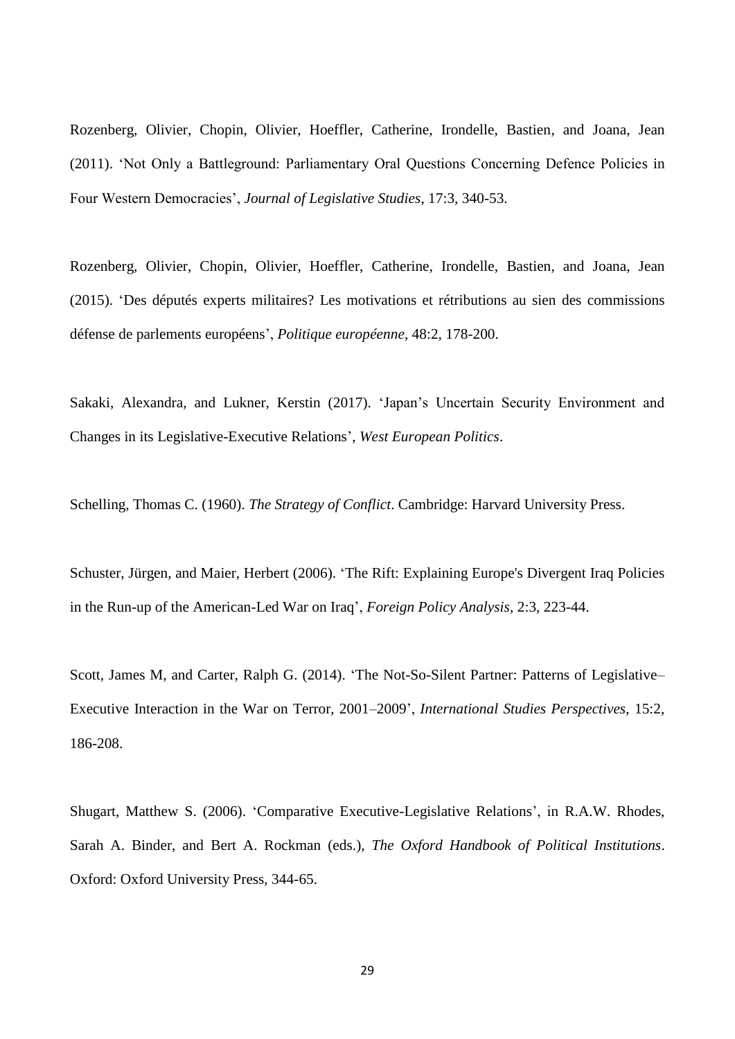Rozenberg, Olivier, Chopin, Olivier, Hoeffler, Catherine, Irondelle, Bastien, and Joana, Jean (2011). 'Not Only a Battleground: Parliamentary Oral Questions Concerning Defence Policies in Four Western Democracies', *Journal of Legislative Studies*, 17:3, 340-53.

Rozenberg, Olivier, Chopin, Olivier, Hoeffler, Catherine, Irondelle, Bastien, and Joana, Jean (2015). 'Des députés experts militaires? Les motivations et rétributions au sien des commissions défense de parlements européens', *Politique européenne*, 48:2, 178-200.

Sakaki, Alexandra, and Lukner, Kerstin (2017). 'Japan's Uncertain Security Environment and Changes in its Legislative-Executive Relations', *West European Politics*.

Schelling, Thomas C. (1960). *The Strategy of Conflict*. Cambridge: Harvard University Press.

Schuster, Jürgen, and Maier, Herbert (2006). 'The Rift: Explaining Europe's Divergent Iraq Policies in the Run-up of the American-Led War on Iraq', *Foreign Policy Analysis*, 2:3, 223-44.

Scott, James M, and Carter, Ralph G. (2014). 'The Not-So-Silent Partner: Patterns of Legislative–Executive Interaction in the War on Terror, 2001–2009', *International Studies Perspectives*, 15:2, 186-208.

Shugart, Matthew S. (2006). 'Comparative Executive-Legislative Relations', in R.A.W. Rhodes, Sarah A. Binder, and Bert A. Rockman (eds.), *The Oxford Handbook of Political Institutions*. Oxford: Oxford University Press, 344-65.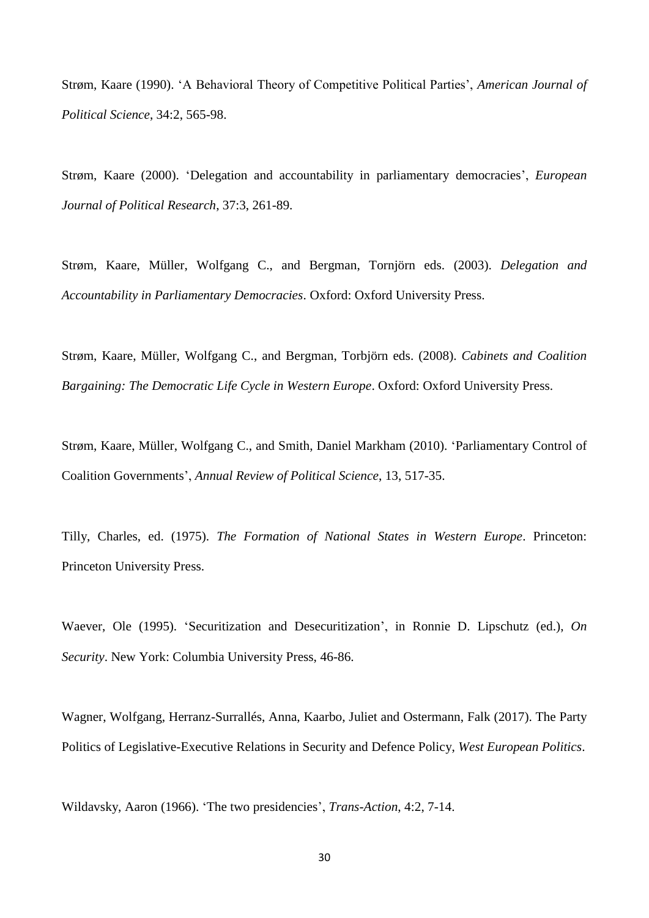Strøm, Kaare (1990). 'A Behavioral Theory of Competitive Political Parties', *American Journal of Political Science*, 34:2, 565-98.

Strøm, Kaare (2000). 'Delegation and accountability in parliamentary democracies', *European Journal of Political Research*, 37:3, 261-89.

Strøm, Kaare, Müller, Wolfgang C., and Bergman, Tornjörn eds. (2003). *Delegation and Accountability in Parliamentary Democracies*. Oxford: Oxford University Press.

Strøm, Kaare, Müller, Wolfgang C., and Bergman, Torbjörn eds. (2008). *Cabinets and Coalition Bargaining: The Democratic Life Cycle in Western Europe*. Oxford: Oxford University Press.

Strøm, Kaare, Müller, Wolfgang C., and Smith, Daniel Markham (2010). 'Parliamentary Control of Coalition Governments', *Annual Review of Political Science*, 13, 517-35.

Tilly, Charles, ed. (1975). *The Formation of National States in Western Europe*. Princeton: Princeton University Press.

Waever, Ole (1995). 'Securitization and Desecuritization', in Ronnie D. Lipschutz (ed.), *On Security*. New York: Columbia University Press, 46-86.

Wagner, Wolfgang, Herranz-Surrallés, Anna, Kaarbo, Juliet and Ostermann, Falk (2017). The Party Politics of Legislative-Executive Relations in Security and Defence Policy, *West European Politics*.

Wildavsky, Aaron (1966). 'The two presidencies', *Trans-Action*, 4:2, 7-14.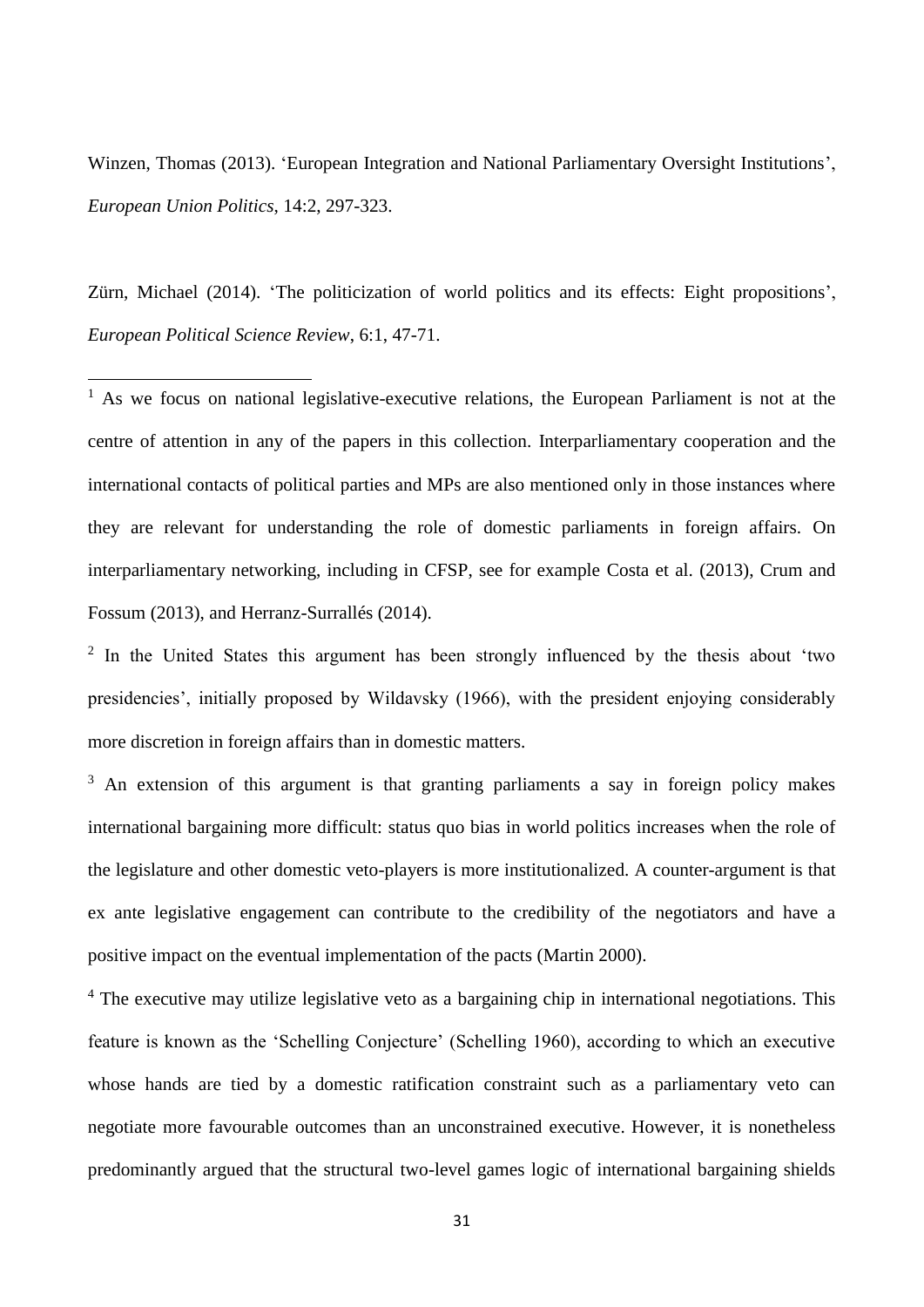Winzen, Thomas (2013). 'European Integration and National Parliamentary Oversight Institutions', *European Union Politics*, 14:2, 297-323.

Zürn, Michael (2014). 'The politicization of world politics and its effects: Eight propositions', *European Political Science Review*, 6:1, 47-71.

---

[1] As we focus on national legislative-executive relations, the European Parliament is not at the centre of attention in any of the papers in this collection. Interparliamentary cooperation and the international contacts of political parties and MPs are also mentioned only in those instances where they are relevant for understanding the role of domestic parliaments in foreign affairs. On interparliamentary networking, including in CFSP, see for example Costa et al. (2013), Crum and Fossum (2013), and Herranz-Surrallés (2014).

[2] In the United States this argument has been strongly influenced by the thesis about 'two presidencies', initially proposed by Wildavsky (1966), with the president enjoying considerably more discretion in foreign affairs than in domestic matters.

[3] An extension of this argument is that granting parliaments a say in foreign policy makes international bargaining more difficult: status quo bias in world politics increases when the role of the legislature and other domestic veto-players is more institutionalized. A counter-argument is that ex ante legislative engagement can contribute to the credibility of the negotiators and have a positive impact on the eventual implementation of the pacts (Martin 2000).

[4] The executive may utilize legislative veto as a bargaining chip in international negotiations. This feature is known as the 'Schelling Conjecture' (Schelling 1960), according to which an executive whose hands are tied by a domestic ratification constraint such as a parliamentary veto can negotiate more favourable outcomes than an unconstrained executive. However, it is nonetheless predominantly argued that the structural two-level games logic of international bargaining shields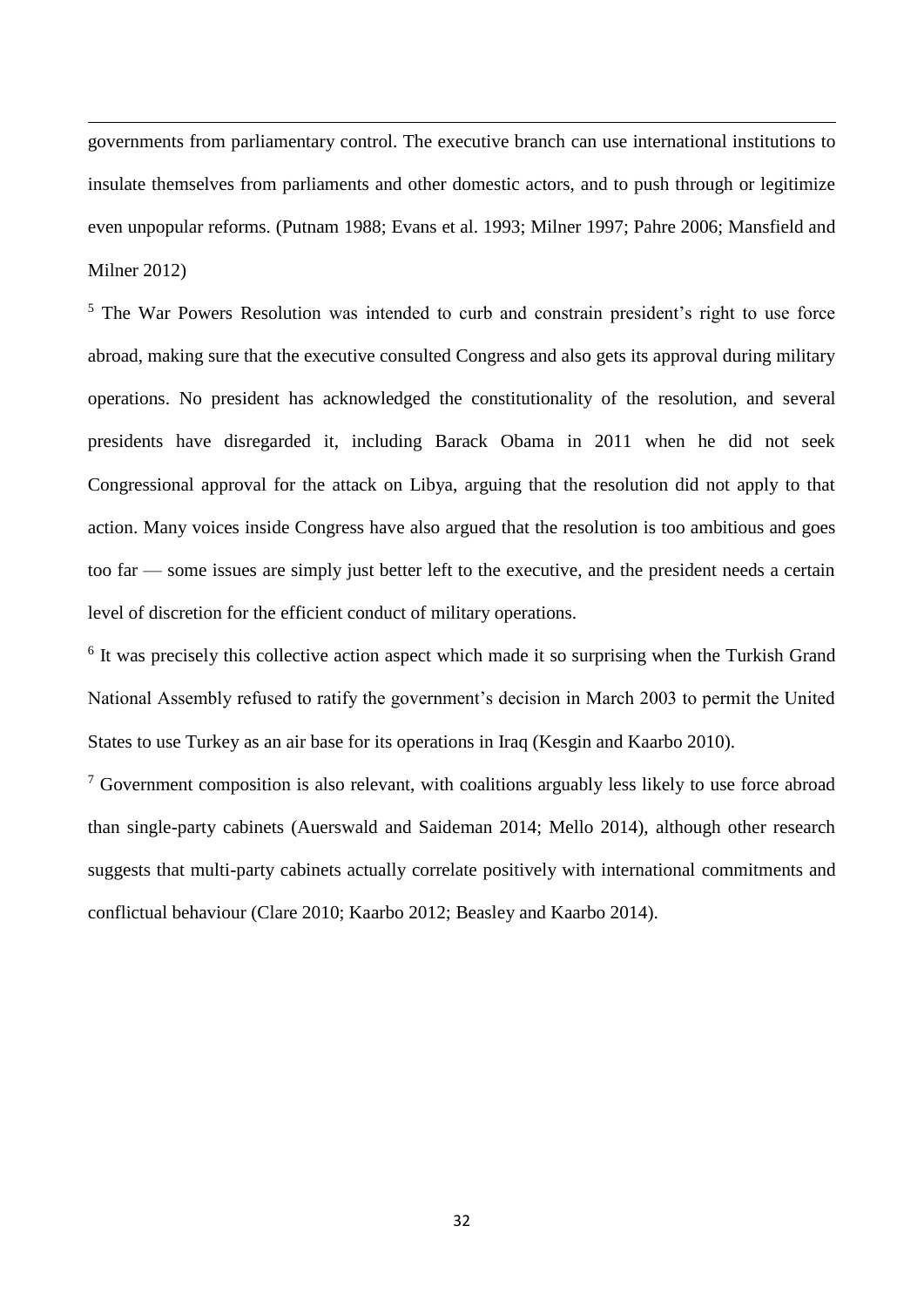governments from parliamentary control. The executive branch can use international institutions to insulate themselves from parliaments and other domestic actors, and to push through or legitimize even unpopular reforms. (Putnam 1988; Evans et al. 1993; Milner 1997; Pahre 2006; Mansfield and Milner 2012)

[5] The War Powers Resolution was intended to curb and constrain president's right to use force abroad, making sure that the executive consulted Congress and also gets its approval during military operations. No president has acknowledged the constitutionality of the resolution, and several presidents have disregarded it, including Barack Obama in 2011 when he did not seek Congressional approval for the attack on Libya, arguing that the resolution did not apply to that action. Many voices inside Congress have also argued that the resolution is too ambitious and goes too far — some issues are simply just better left to the executive, and the president needs a certain level of discretion for the efficient conduct of military operations.

[6] It was precisely this collective action aspect which made it so surprising when the Turkish Grand National Assembly refused to ratify the government's decision in March 2003 to permit the United States to use Turkey as an air base for its operations in Iraq (Kesgin and Kaarbo 2010).

[7] Government composition is also relevant, with coalitions arguably less likely to use force abroad than single-party cabinets (Auerswald and Saideman 2014; Mello 2014), although other research suggests that multi-party cabinets actually correlate positively with international commitments and conflictual behaviour (Clare 2010; Kaarbo 2012; Beasley and Kaarbo 2014).